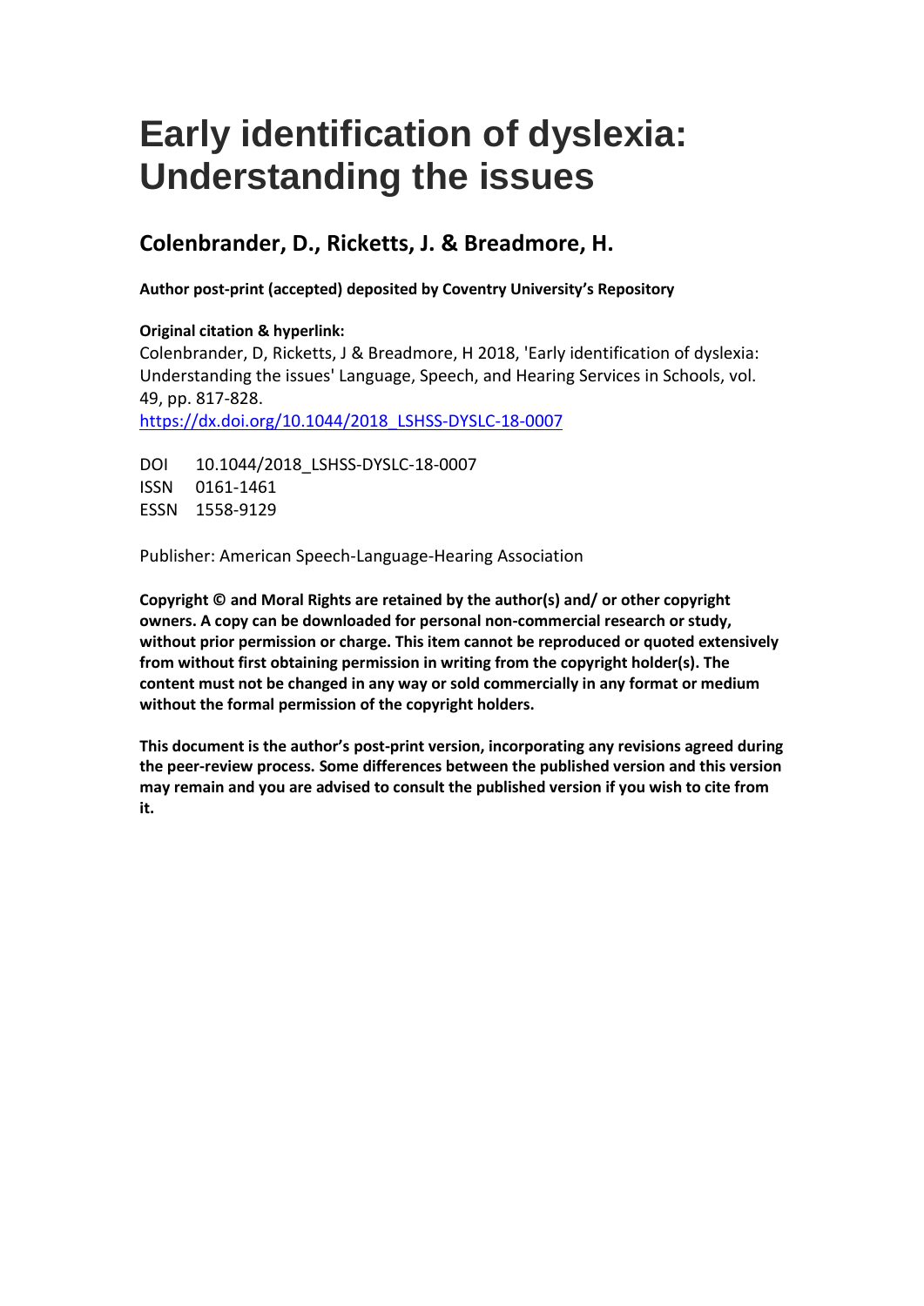# Early identification of dyslexia: Understanding the issues

## Colenbrander, D., Ricketts, J. & Breadmore, H.

**Author post-print (accepted) deposited by Coventry University's Repository**

**Original citation & hyperlink:**
Colenbrander, D, Ricketts, J & Breadmore, H 2018, 'Early identification of dyslexia: Understanding the issues' Language, Speech, and Hearing Services in Schools, vol. 49, pp. 817-828.
[https://dx.doi.org/10.1044/2018_LSHSS-DYSLC-18-0007](https://dx.doi.org/10.1044/2018_LSHSS-DYSLC-18-0007)

DOI 10.1044/2018_LSHSS-DYSLC-18-0007
ISSN 0161-1461
ESSN 1558-9129

Publisher: American Speech-Language-Hearing Association

**Copyright © and Moral Rights are retained by the author(s) and/ or other copyright owners. A copy can be downloaded for personal non-commercial research or study, without prior permission or charge. This item cannot be reproduced or quoted extensively from without first obtaining permission in writing from the copyright holder(s). The content must not be changed in any way or sold commercially in any format or medium without the formal permission of the copyright holders.**

**This document is the author's post-print version, incorporating any revisions agreed during the peer-review process. Some differences between the published version and this version may remain and you are advised to consult the published version if you wish to cite from it.**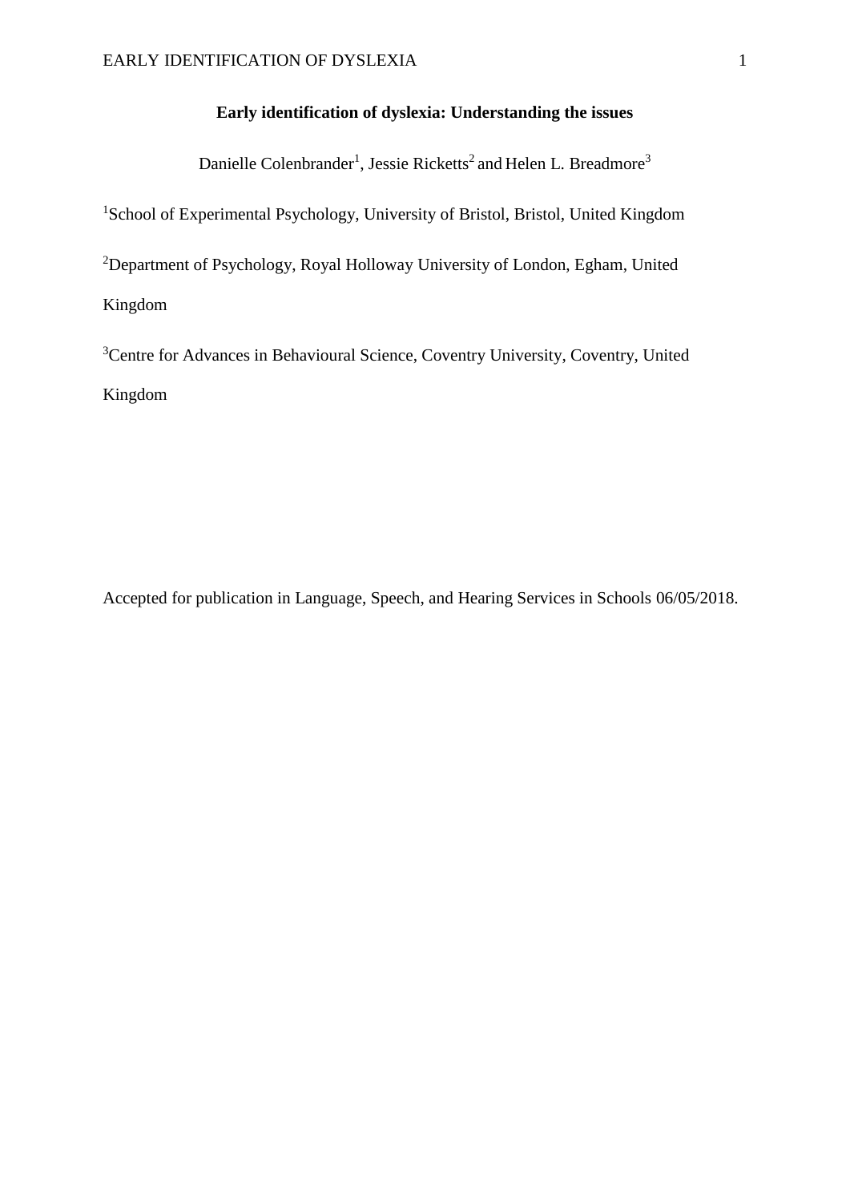**Early identification of dyslexia: Understanding the issues**

Danielle Colenbrander[1], Jessie Ricketts[2] and Helen L. Breadmore[3]

[1]School of Experimental Psychology, University of Bristol, Bristol, United Kingdom

[2]Department of Psychology, Royal Holloway University of London, Egham, United Kingdom

[3]Centre for Advances in Behavioural Science, Coventry University, Coventry, United Kingdom

Accepted for publication in Language, Speech, and Hearing Services in Schools 06/05/2018.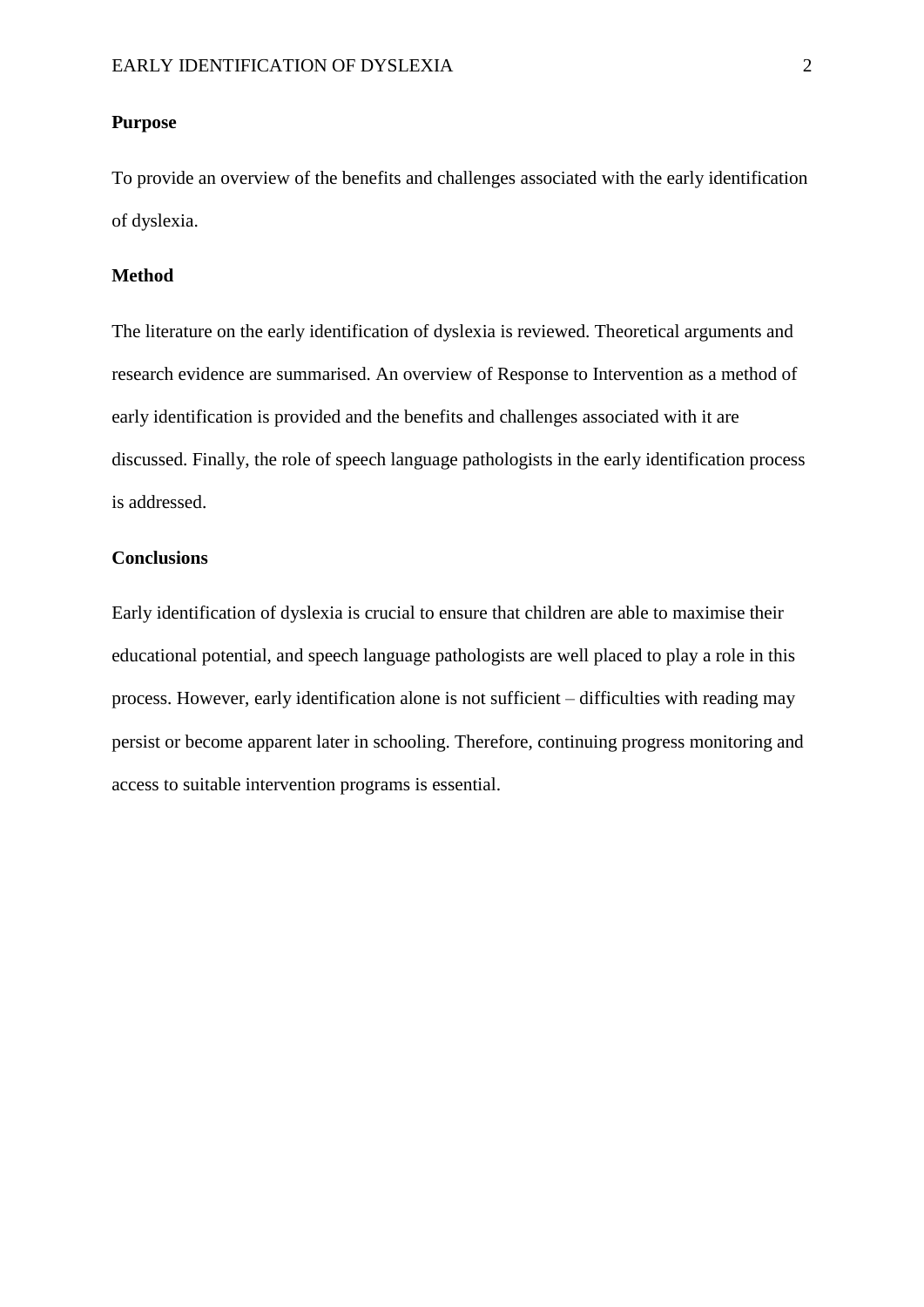**Purpose**

To provide an overview of the benefits and challenges associated with the early identification of dyslexia.

**Method**

The literature on the early identification of dyslexia is reviewed. Theoretical arguments and research evidence are summarised. An overview of Response to Intervention as a method of early identification is provided and the benefits and challenges associated with it are discussed. Finally, the role of speech language pathologists in the early identification process is addressed.

**Conclusions**

Early identification of dyslexia is crucial to ensure that children are able to maximise their educational potential, and speech language pathologists are well placed to play a role in this process. However, early identification alone is not sufficient – difficulties with reading may persist or become apparent later in schooling. Therefore, continuing progress monitoring and access to suitable intervention programs is essential.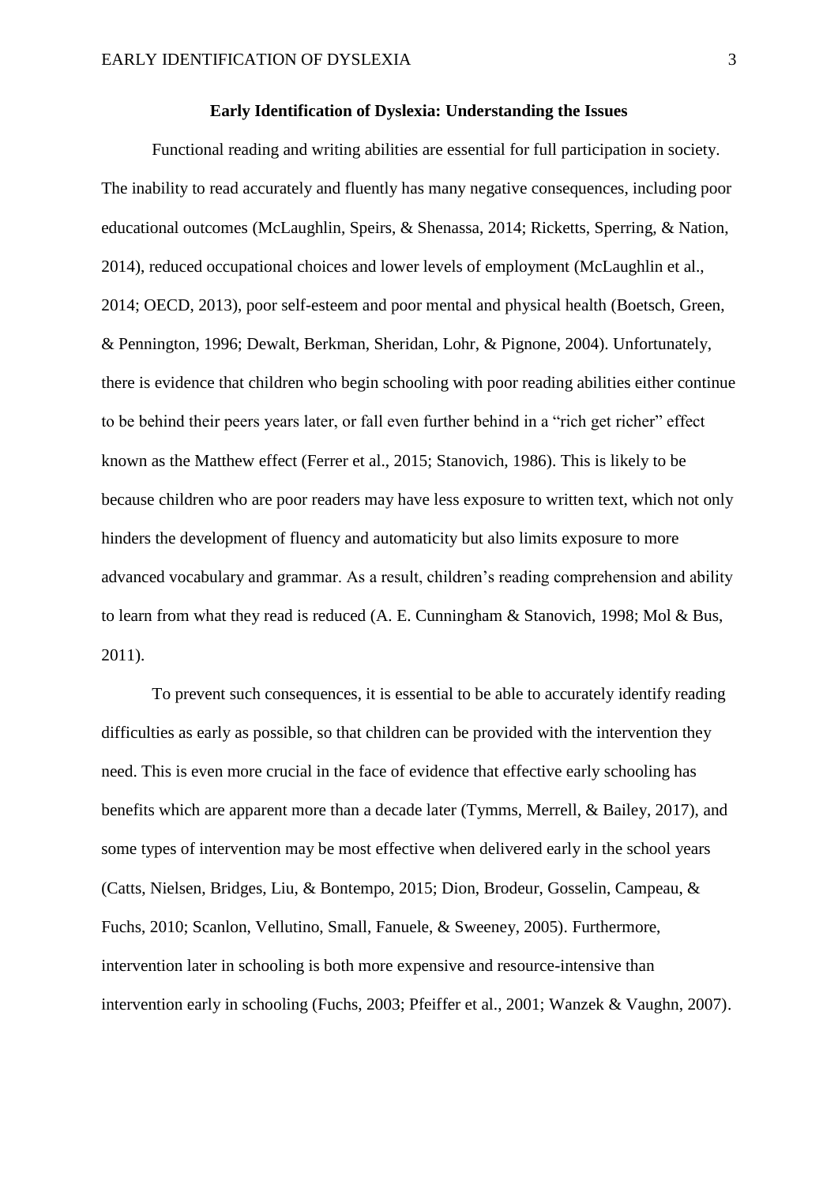# Early Identification of Dyslexia: Understanding the Issues

Functional reading and writing abilities are essential for full participation in society. The inability to read accurately and fluently has many negative consequences, including poor educational outcomes (McLaughlin, Speirs, & Shenassa, 2014; Ricketts, Sperring, & Nation, 2014), reduced occupational choices and lower levels of employment (McLaughlin et al., 2014; OECD, 2013), poor self-esteem and poor mental and physical health (Boetsch, Green, & Pennington, 1996; Dewalt, Berkman, Sheridan, Lohr, & Pignone, 2004). Unfortunately, there is evidence that children who begin schooling with poor reading abilities either continue to be behind their peers years later, or fall even further behind in a "rich get richer" effect known as the Matthew effect (Ferrer et al., 2015; Stanovich, 1986). This is likely to be because children who are poor readers may have less exposure to written text, which not only hinders the development of fluency and automaticity but also limits exposure to more advanced vocabulary and grammar. As a result, children's reading comprehension and ability to learn from what they read is reduced (A. E. Cunningham & Stanovich, 1998; Mol & Bus, 2011).

To prevent such consequences, it is essential to be able to accurately identify reading difficulties as early as possible, so that children can be provided with the intervention they need. This is even more crucial in the face of evidence that effective early schooling has benefits which are apparent more than a decade later (Tymms, Merrell, & Bailey, 2017), and some types of intervention may be most effective when delivered early in the school years (Catts, Nielsen, Bridges, Liu, & Bontempo, 2015; Dion, Brodeur, Gosselin, Campeau, & Fuchs, 2010; Scanlon, Vellutino, Small, Fanuele, & Sweeney, 2005). Furthermore, intervention later in schooling is both more expensive and resource-intensive than intervention early in schooling (Fuchs, 2003; Pfeiffer et al., 2001; Wanzek & Vaughn, 2007).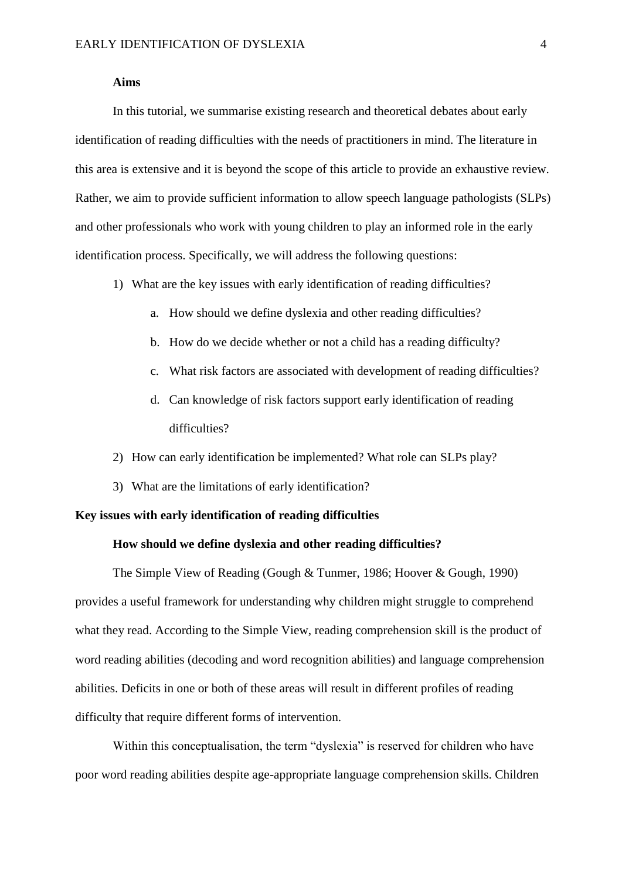### Aims

In this tutorial, we summarise existing research and theoretical debates about early identification of reading difficulties with the needs of practitioners in mind. The literature in this area is extensive and it is beyond the scope of this article to provide an exhaustive review. Rather, we aim to provide sufficient information to allow speech language pathologists (SLPs) and other professionals who work with young children to play an informed role in the early identification process. Specifically, we will address the following questions:

1) What are the key issues with early identification of reading difficulties?
    a. How should we define dyslexia and other reading difficulties?
    b. How do we decide whether or not a child has a reading difficulty?
    c. What risk factors are associated with development of reading difficulties?
    d. Can knowledge of risk factors support early identification of reading difficulties?
2) How can early identification be implemented? What role can SLPs play?
3) What are the limitations of early identification?

## Key issues with early identification of reading difficulties

### How should we define dyslexia and other reading difficulties?

The Simple View of Reading (Gough & Tunmer, 1986; Hoover & Gough, 1990) provides a useful framework for understanding why children might struggle to comprehend what they read. According to the Simple View, reading comprehension skill is the product of word reading abilities (decoding and word recognition abilities) and language comprehension abilities. Deficits in one or both of these areas will result in different profiles of reading difficulty that require different forms of intervention.

Within this conceptualisation, the term "dyslexia" is reserved for children who have poor word reading abilities despite age-appropriate language comprehension skills. Children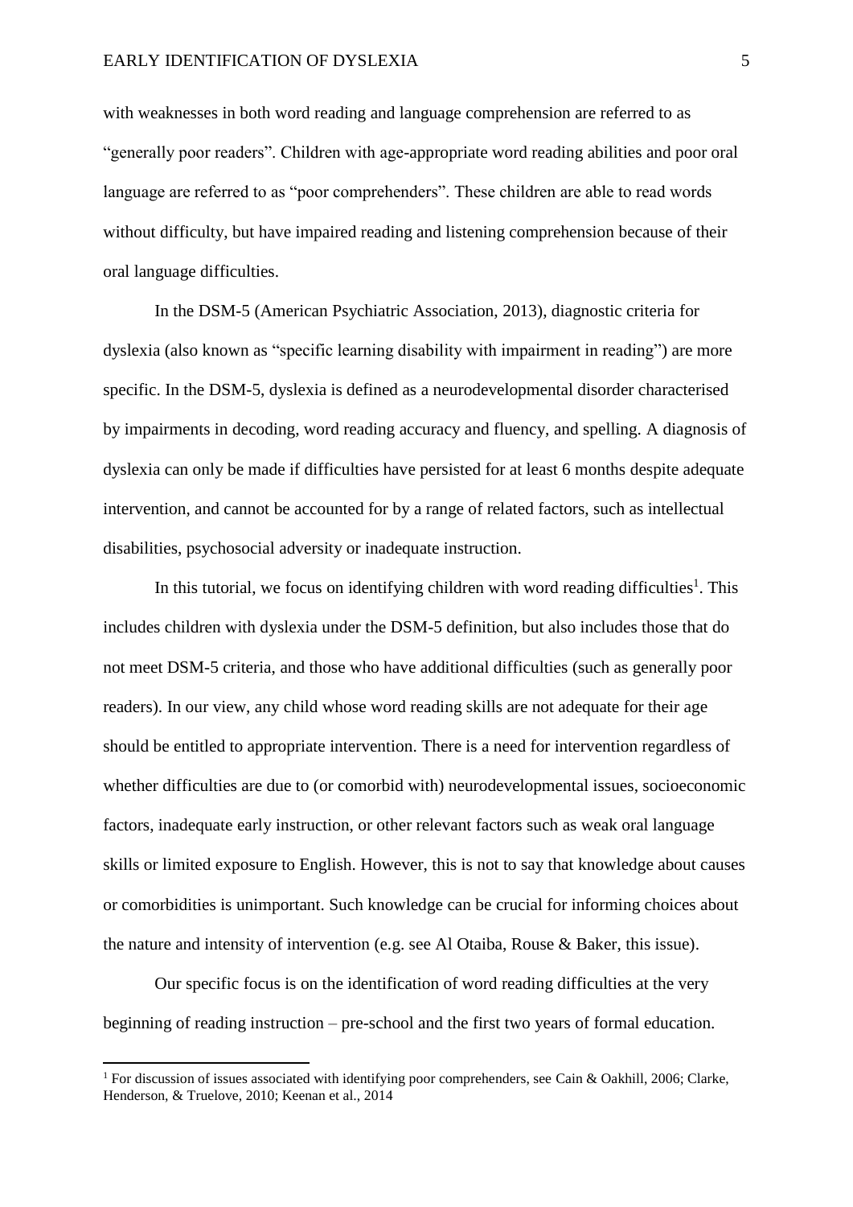with weaknesses in both word reading and language comprehension are referred to as "generally poor readers". Children with age-appropriate word reading abilities and poor oral language are referred to as "poor comprehenders". These children are able to read words without difficulty, but have impaired reading and listening comprehension because of their oral language difficulties.

In the DSM-5 (American Psychiatric Association, 2013), diagnostic criteria for dyslexia (also known as "specific learning disability with impairment in reading") are more specific. In the DSM-5, dyslexia is defined as a neurodevelopmental disorder characterised by impairments in decoding, word reading accuracy and fluency, and spelling. A diagnosis of dyslexia can only be made if difficulties have persisted for at least 6 months despite adequate intervention, and cannot be accounted for by a range of related factors, such as intellectual disabilities, psychosocial adversity or inadequate instruction.

In this tutorial, we focus on identifying children with word reading difficulties[1]. This includes children with dyslexia under the DSM-5 definition, but also includes those that do not meet DSM-5 criteria, and those who have additional difficulties (such as generally poor readers). In our view, any child whose word reading skills are not adequate for their age should be entitled to appropriate intervention. There is a need for intervention regardless of whether difficulties are due to (or comorbid with) neurodevelopmental issues, socioeconomic factors, inadequate early instruction, or other relevant factors such as weak oral language skills or limited exposure to English. However, this is not to say that knowledge about causes or comorbidities is unimportant. Such knowledge can be crucial for informing choices about the nature and intensity of intervention (e.g. see Al Otaiba, Rouse & Baker, this issue).

Our specific focus is on the identification of word reading difficulties at the very beginning of reading instruction – pre-school and the first two years of formal education.

[1] For discussion of issues associated with identifying poor comprehenders, see Cain & Oakhill, 2006; Clarke, Henderson, & Truelove, 2010; Keenan et al., 2014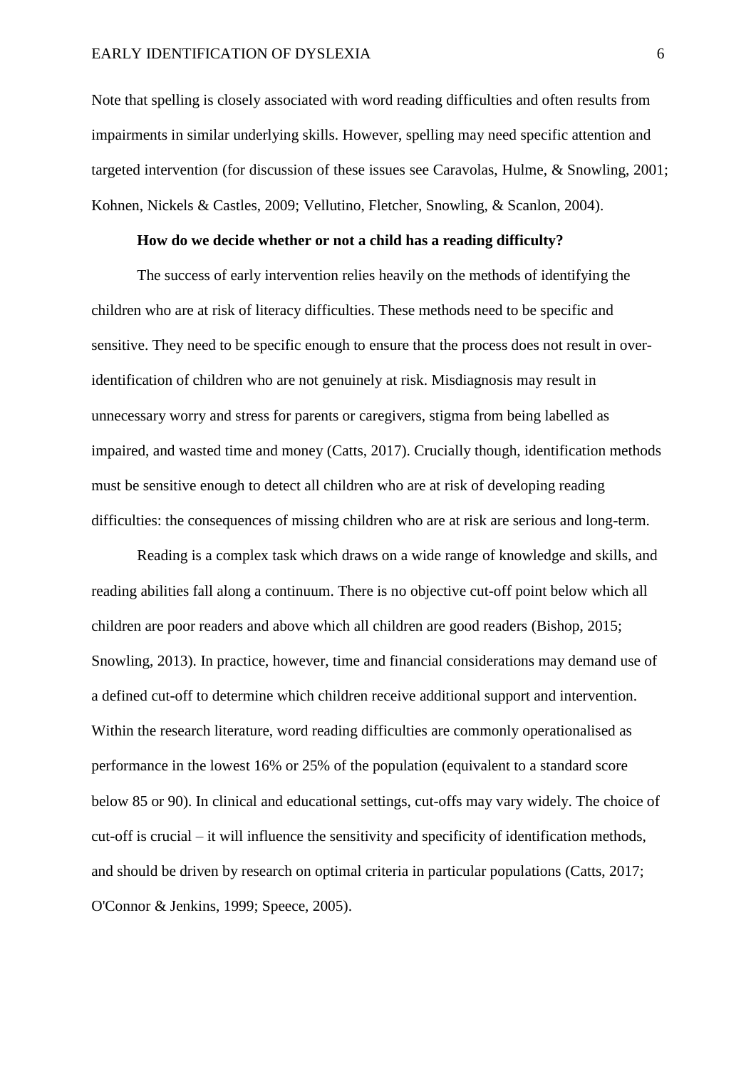Note that spelling is closely associated with word reading difficulties and often results from impairments in similar underlying skills. However, spelling may need specific attention and targeted intervention (for discussion of these issues see Caravolas, Hulme, & Snowling, 2001; Kohnen, Nickels & Castles, 2009; Vellutino, Fletcher, Snowling, & Scanlon, 2004).

### How do we decide whether or not a child has a reading difficulty?

The success of early intervention relies heavily on the methods of identifying the children who are at risk of literacy difficulties. These methods need to be specific and sensitive. They need to be specific enough to ensure that the process does not result in over-identification of children who are not genuinely at risk. Misdiagnosis may result in unnecessary worry and stress for parents or caregivers, stigma from being labelled as impaired, and wasted time and money (Catts, 2017). Crucially though, identification methods must be sensitive enough to detect all children who are at risk of developing reading difficulties: the consequences of missing children who are at risk are serious and long-term.

Reading is a complex task which draws on a wide range of knowledge and skills, and reading abilities fall along a continuum. There is no objective cut-off point below which all children are poor readers and above which all children are good readers (Bishop, 2015; Snowling, 2013). In practice, however, time and financial considerations may demand use of a defined cut-off to determine which children receive additional support and intervention. Within the research literature, word reading difficulties are commonly operationalised as performance in the lowest 16% or 25% of the population (equivalent to a standard score below 85 or 90). In clinical and educational settings, cut-offs may vary widely. The choice of cut-off is crucial – it will influence the sensitivity and specificity of identification methods, and should be driven by research on optimal criteria in particular populations (Catts, 2017; O'Connor & Jenkins, 1999; Speece, 2005).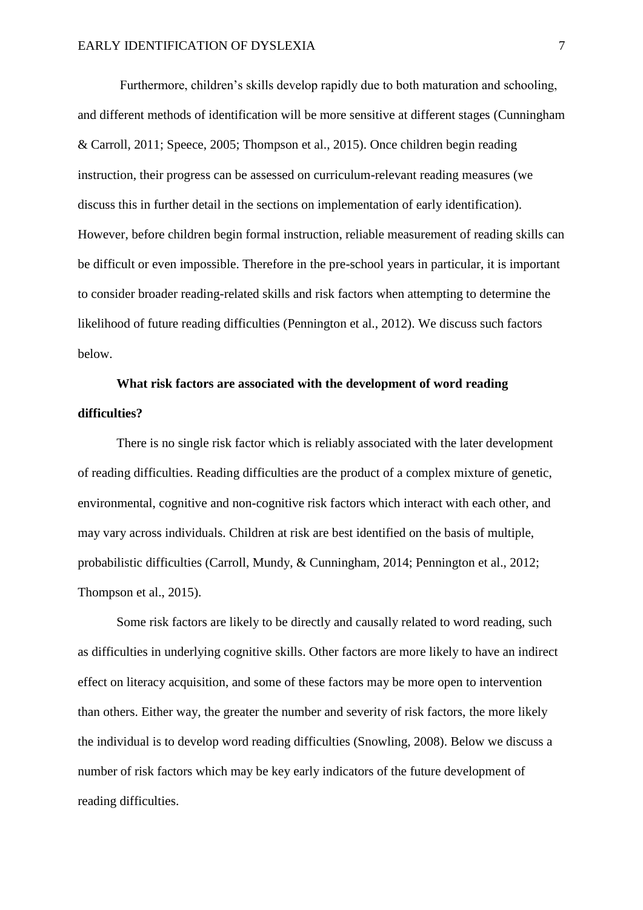Furthermore, children's skills develop rapidly due to both maturation and schooling, and different methods of identification will be more sensitive at different stages (Cunningham & Carroll, 2011; Speece, 2005; Thompson et al., 2015). Once children begin reading instruction, their progress can be assessed on curriculum-relevant reading measures (we discuss this in further detail in the sections on implementation of early identification). However, before children begin formal instruction, reliable measurement of reading skills can be difficult or even impossible. Therefore in the pre-school years in particular, it is important to consider broader reading-related skills and risk factors when attempting to determine the likelihood of future reading difficulties (Pennington et al., 2012). We discuss such factors below.

**What risk factors are associated with the development of word reading difficulties?**

There is no single risk factor which is reliably associated with the later development of reading difficulties. Reading difficulties are the product of a complex mixture of genetic, environmental, cognitive and non-cognitive risk factors which interact with each other, and may vary across individuals. Children at risk are best identified on the basis of multiple, probabilistic difficulties (Carroll, Mundy, & Cunningham, 2014; Pennington et al., 2012; Thompson et al., 2015).

Some risk factors are likely to be directly and causally related to word reading, such as difficulties in underlying cognitive skills. Other factors are more likely to have an indirect effect on literacy acquisition, and some of these factors may be more open to intervention than others. Either way, the greater the number and severity of risk factors, the more likely the individual is to develop word reading difficulties (Snowling, 2008). Below we discuss a number of risk factors which may be key early indicators of the future development of reading difficulties.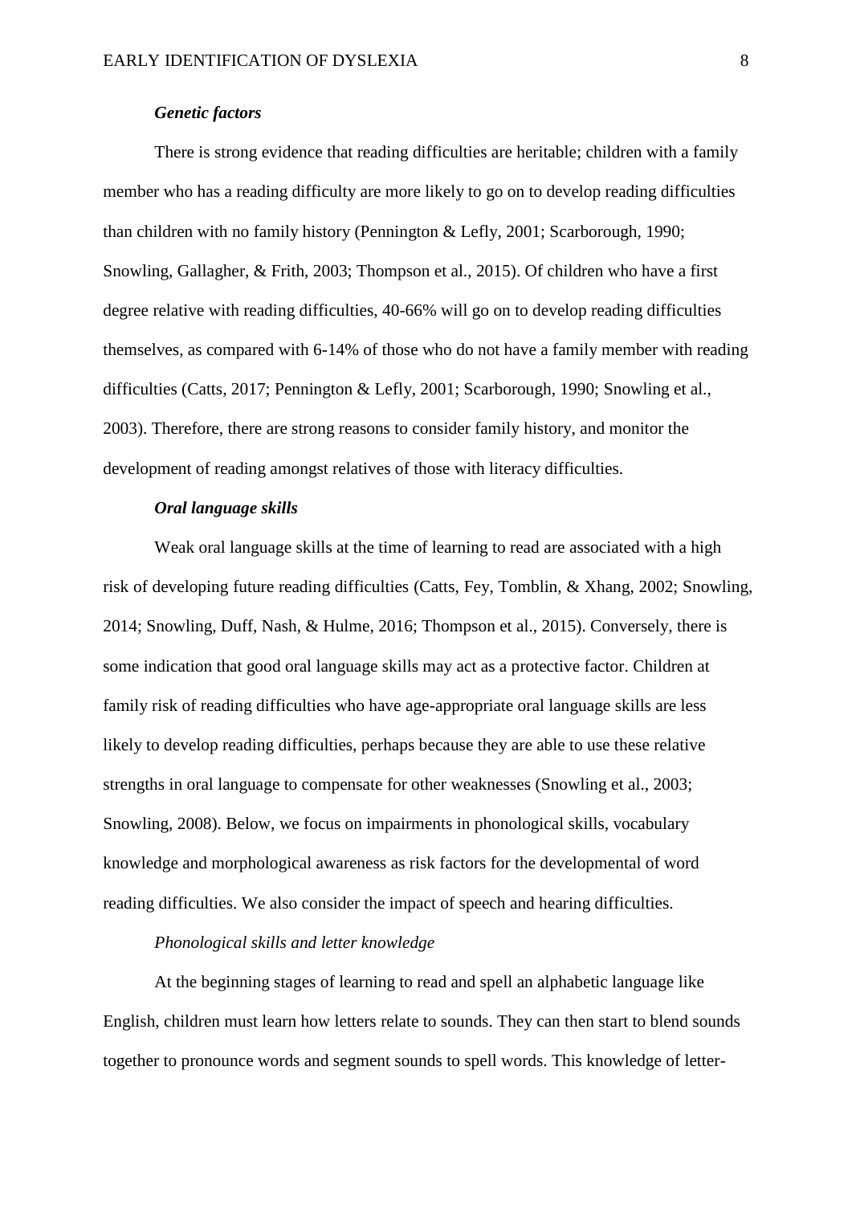### *Genetic factors*

There is strong evidence that reading difficulties are heritable; children with a family member who has a reading difficulty are more likely to go on to develop reading difficulties than children with no family history (Pennington & Lefly, 2001; Scarborough, 1990; Snowling, Gallagher, & Frith, 2003; Thompson et al., 2015). Of children who have a first degree relative with reading difficulties, 40-66% will go on to develop reading difficulties themselves, as compared with 6-14% of those who do not have a family member with reading difficulties (Catts, 2017; Pennington & Lefly, 2001; Scarborough, 1990; Snowling et al., 2003). Therefore, there are strong reasons to consider family history, and monitor the development of reading amongst relatives of those with literacy difficulties.

### *Oral language skills*

Weak oral language skills at the time of learning to read are associated with a high risk of developing future reading difficulties (Catts, Fey, Tomblin, & Xhang, 2002; Snowling, 2014; Snowling, Duff, Nash, & Hulme, 2016; Thompson et al., 2015). Conversely, there is some indication that good oral language skills may act as a protective factor. Children at family risk of reading difficulties who have age-appropriate oral language skills are less likely to develop reading difficulties, perhaps because they are able to use these relative strengths in oral language to compensate for other weaknesses (Snowling et al., 2003; Snowling, 2008). Below, we focus on impairments in phonological skills, vocabulary knowledge and morphological awareness as risk factors for the developmental of word reading difficulties. We also consider the impact of speech and hearing difficulties.

#### *Phonological skills and letter knowledge*

At the beginning stages of learning to read and spell an alphabetic language like English, children must learn how letters relate to sounds. They can then start to blend sounds together to pronounce words and segment sounds to spell words. This knowledge of letter-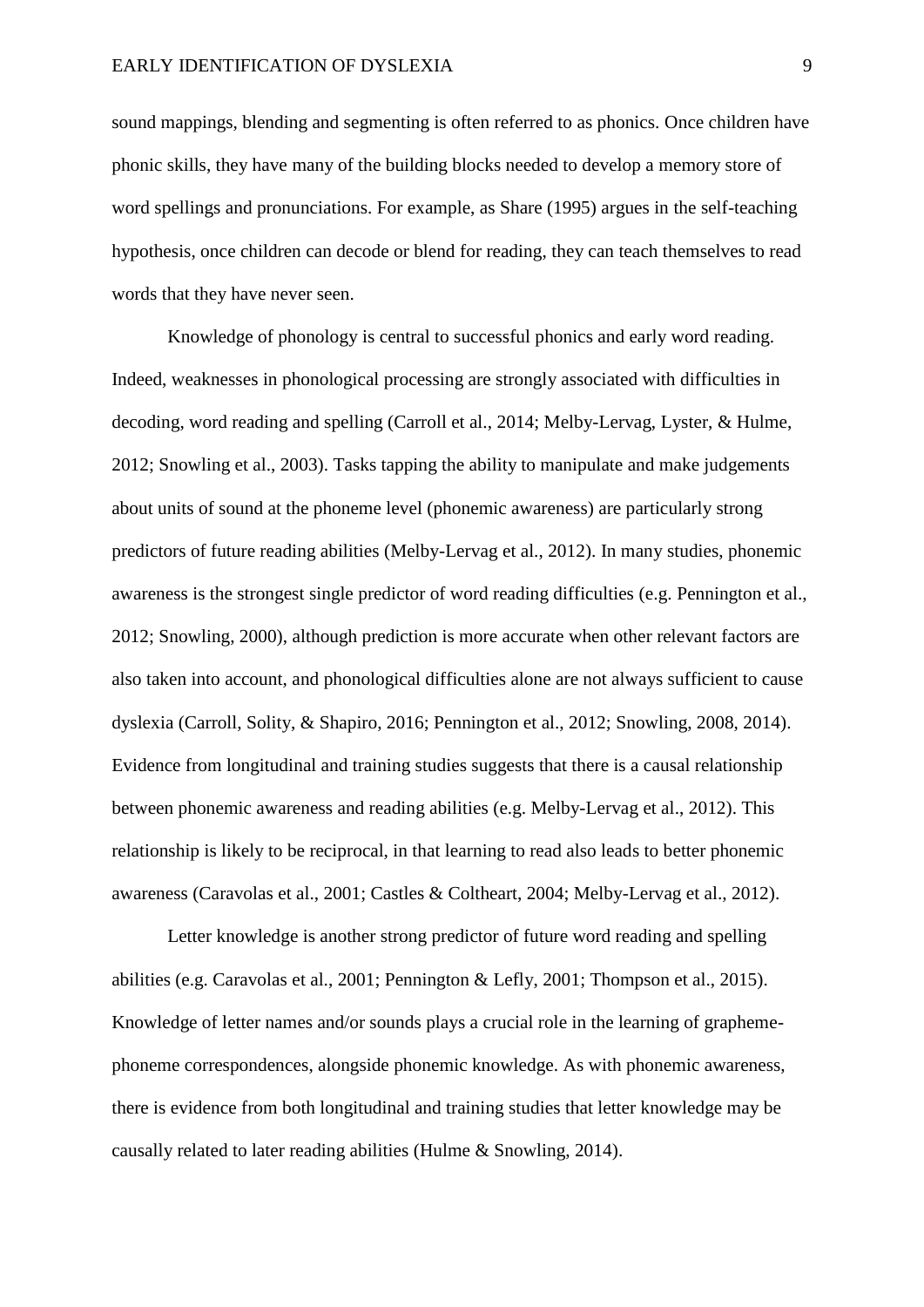sound mappings, blending and segmenting is often referred to as phonics. Once children have phonic skills, they have many of the building blocks needed to develop a memory store of word spellings and pronunciations. For example, as Share (1995) argues in the self-teaching hypothesis, once children can decode or blend for reading, they can teach themselves to read words that they have never seen.

Knowledge of phonology is central to successful phonics and early word reading. Indeed, weaknesses in phonological processing are strongly associated with difficulties in decoding, word reading and spelling (Carroll et al., 2014; Melby-Lervag, Lyster, & Hulme, 2012; Snowling et al., 2003). Tasks tapping the ability to manipulate and make judgements about units of sound at the phoneme level (phonemic awareness) are particularly strong predictors of future reading abilities (Melby-Lervag et al., 2012). In many studies, phonemic awareness is the strongest single predictor of word reading difficulties (e.g. Pennington et al., 2012; Snowling, 2000), although prediction is more accurate when other relevant factors are also taken into account, and phonological difficulties alone are not always sufficient to cause dyslexia (Carroll, Solity, & Shapiro, 2016; Pennington et al., 2012; Snowling, 2008, 2014). Evidence from longitudinal and training studies suggests that there is a causal relationship between phonemic awareness and reading abilities (e.g. Melby-Lervag et al., 2012). This relationship is likely to be reciprocal, in that learning to read also leads to better phonemic awareness (Caravolas et al., 2001; Castles & Coltheart, 2004; Melby-Lervag et al., 2012).

Letter knowledge is another strong predictor of future word reading and spelling abilities (e.g. Caravolas et al., 2001; Pennington & Lefly, 2001; Thompson et al., 2015). Knowledge of letter names and/or sounds plays a crucial role in the learning of grapheme-phoneme correspondences, alongside phonemic knowledge. As with phonemic awareness, there is evidence from both longitudinal and training studies that letter knowledge may be causally related to later reading abilities (Hulme & Snowling, 2014).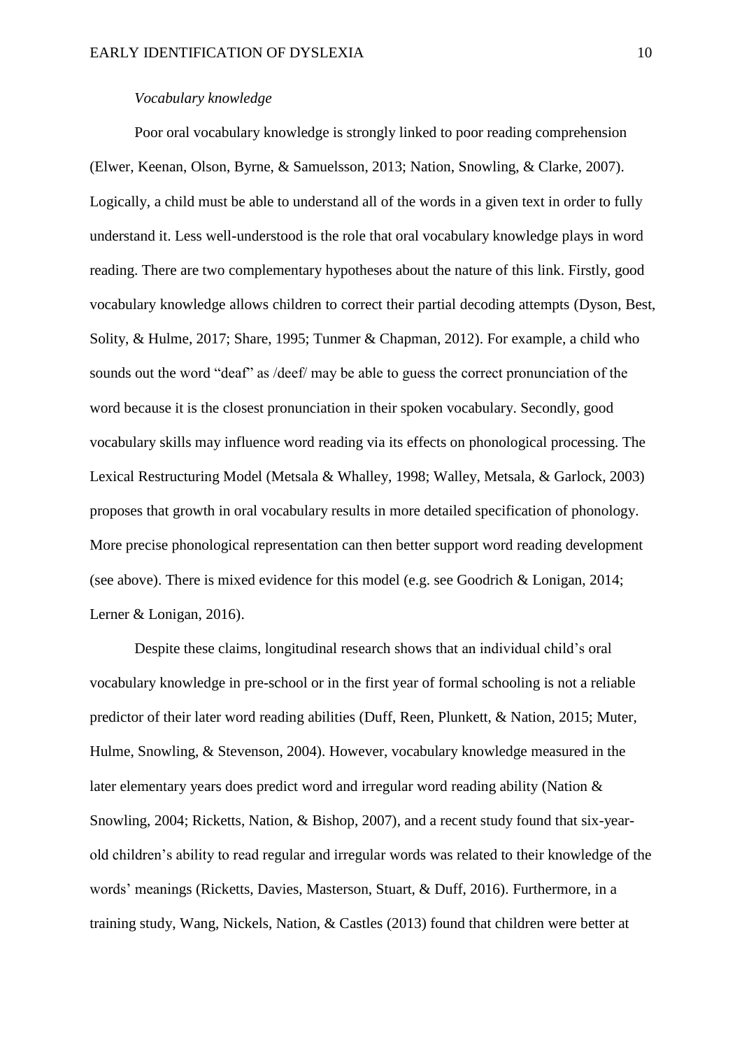*Vocabulary knowledge*

Poor oral vocabulary knowledge is strongly linked to poor reading comprehension (Elwer, Keenan, Olson, Byrne, & Samuelsson, 2013; Nation, Snowling, & Clarke, 2007). Logically, a child must be able to understand all of the words in a given text in order to fully understand it. Less well-understood is the role that oral vocabulary knowledge plays in word reading. There are two complementary hypotheses about the nature of this link. Firstly, good vocabulary knowledge allows children to correct their partial decoding attempts (Dyson, Best, Solity, & Hulme, 2017; Share, 1995; Tunmer & Chapman, 2012). For example, a child who sounds out the word "deaf" as /deef/ may be able to guess the correct pronunciation of the word because it is the closest pronunciation in their spoken vocabulary. Secondly, good vocabulary skills may influence word reading via its effects on phonological processing. The Lexical Restructuring Model (Metsala & Whalley, 1998; Walley, Metsala, & Garlock, 2003) proposes that growth in oral vocabulary results in more detailed specification of phonology. More precise phonological representation can then better support word reading development (see above). There is mixed evidence for this model (e.g. see Goodrich & Lonigan, 2014; Lerner & Lonigan, 2016).

Despite these claims, longitudinal research shows that an individual child's oral vocabulary knowledge in pre-school or in the first year of formal schooling is not a reliable predictor of their later word reading abilities (Duff, Reen, Plunkett, & Nation, 2015; Muter, Hulme, Snowling, & Stevenson, 2004). However, vocabulary knowledge measured in the later elementary years does predict word and irregular word reading ability (Nation & Snowling, 2004; Ricketts, Nation, & Bishop, 2007), and a recent study found that six-year-old children's ability to read regular and irregular words was related to their knowledge of the words' meanings (Ricketts, Davies, Masterson, Stuart, & Duff, 2016). Furthermore, in a training study, Wang, Nickels, Nation, & Castles (2013) found that children were better at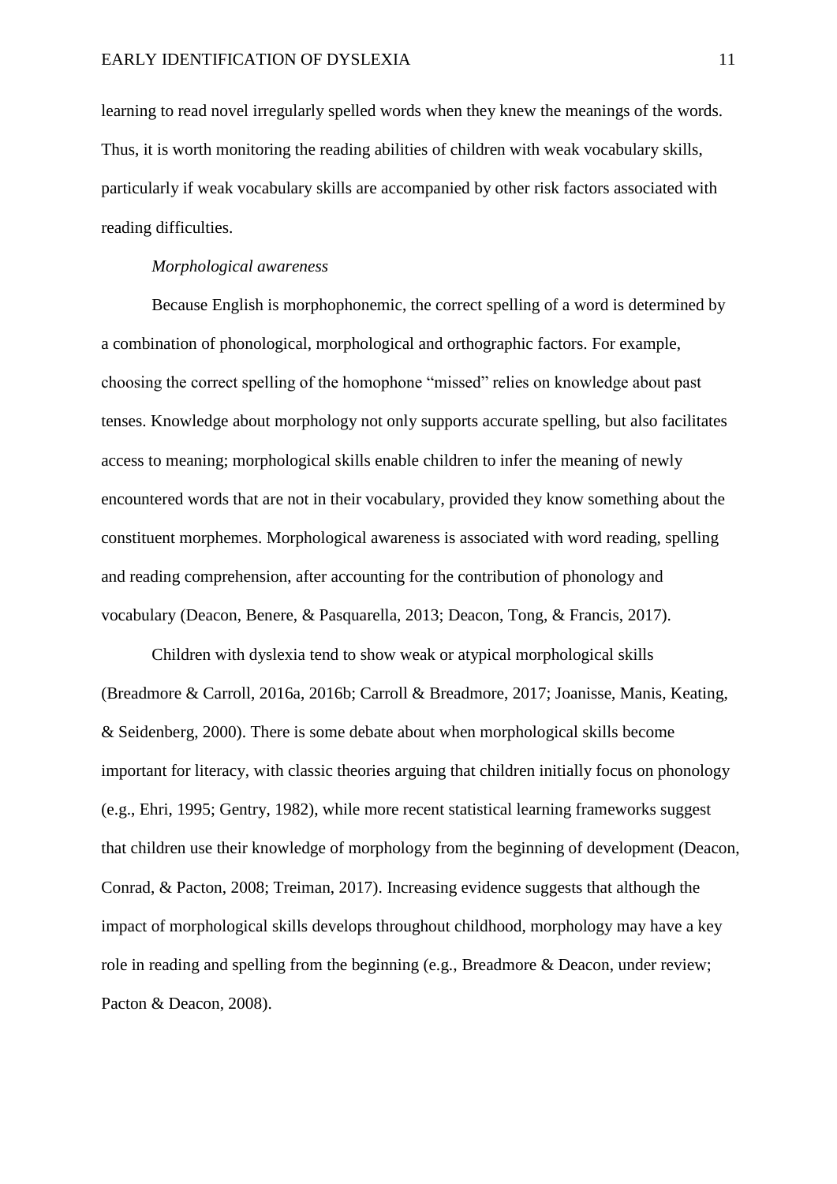learning to read novel irregularly spelled words when they knew the meanings of the words. Thus, it is worth monitoring the reading abilities of children with weak vocabulary skills, particularly if weak vocabulary skills are accompanied by other risk factors associated with reading difficulties.

*Morphological awareness*

Because English is morphophonemic, the correct spelling of a word is determined by a combination of phonological, morphological and orthographic factors. For example, choosing the correct spelling of the homophone "missed" relies on knowledge about past tenses. Knowledge about morphology not only supports accurate spelling, but also facilitates access to meaning; morphological skills enable children to infer the meaning of newly encountered words that are not in their vocabulary, provided they know something about the constituent morphemes. Morphological awareness is associated with word reading, spelling and reading comprehension, after accounting for the contribution of phonology and vocabulary (Deacon, Benere, & Pasquarella, 2013; Deacon, Tong, & Francis, 2017).

Children with dyslexia tend to show weak or atypical morphological skills (Breadmore & Carroll, 2016a, 2016b; Carroll & Breadmore, 2017; Joanisse, Manis, Keating, & Seidenberg, 2000). There is some debate about when morphological skills become important for literacy, with classic theories arguing that children initially focus on phonology (e.g., Ehri, 1995; Gentry, 1982), while more recent statistical learning frameworks suggest that children use their knowledge of morphology from the beginning of development (Deacon, Conrad, & Pacton, 2008; Treiman, 2017). Increasing evidence suggests that although the impact of morphological skills develops throughout childhood, morphology may have a key role in reading and spelling from the beginning (e.g., Breadmore & Deacon, under review; Pacton & Deacon, 2008).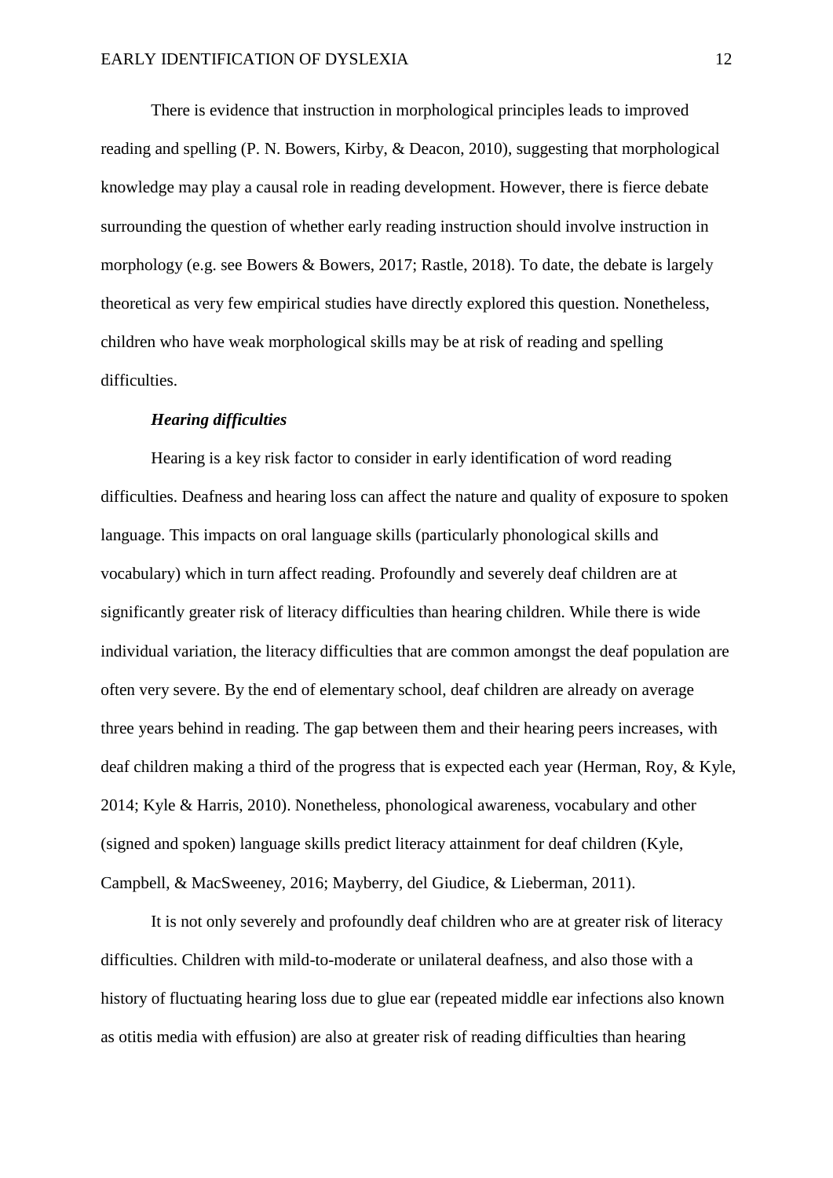There is evidence that instruction in morphological principles leads to improved reading and spelling (P. N. Bowers, Kirby, & Deacon, 2010), suggesting that morphological knowledge may play a causal role in reading development. However, there is fierce debate surrounding the question of whether early reading instruction should involve instruction in morphology (e.g. see Bowers & Bowers, 2017; Rastle, 2018). To date, the debate is largely theoretical as very few empirical studies have directly explored this question. Nonetheless, children who have weak morphological skills may be at risk of reading and spelling difficulties.

### *Hearing difficulties*

Hearing is a key risk factor to consider in early identification of word reading difficulties. Deafness and hearing loss can affect the nature and quality of exposure to spoken language. This impacts on oral language skills (particularly phonological skills and vocabulary) which in turn affect reading. Profoundly and severely deaf children are at significantly greater risk of literacy difficulties than hearing children. While there is wide individual variation, the literacy difficulties that are common amongst the deaf population are often very severe. By the end of elementary school, deaf children are already on average three years behind in reading. The gap between them and their hearing peers increases, with deaf children making a third of the progress that is expected each year (Herman, Roy, & Kyle, 2014; Kyle & Harris, 2010). Nonetheless, phonological awareness, vocabulary and other (signed and spoken) language skills predict literacy attainment for deaf children (Kyle, Campbell, & MacSweeney, 2016; Mayberry, del Giudice, & Lieberman, 2011).

It is not only severely and profoundly deaf children who are at greater risk of literacy difficulties. Children with mild-to-moderate or unilateral deafness, and also those with a history of fluctuating hearing loss due to glue ear (repeated middle ear infections also known as otitis media with effusion) are also at greater risk of reading difficulties than hearing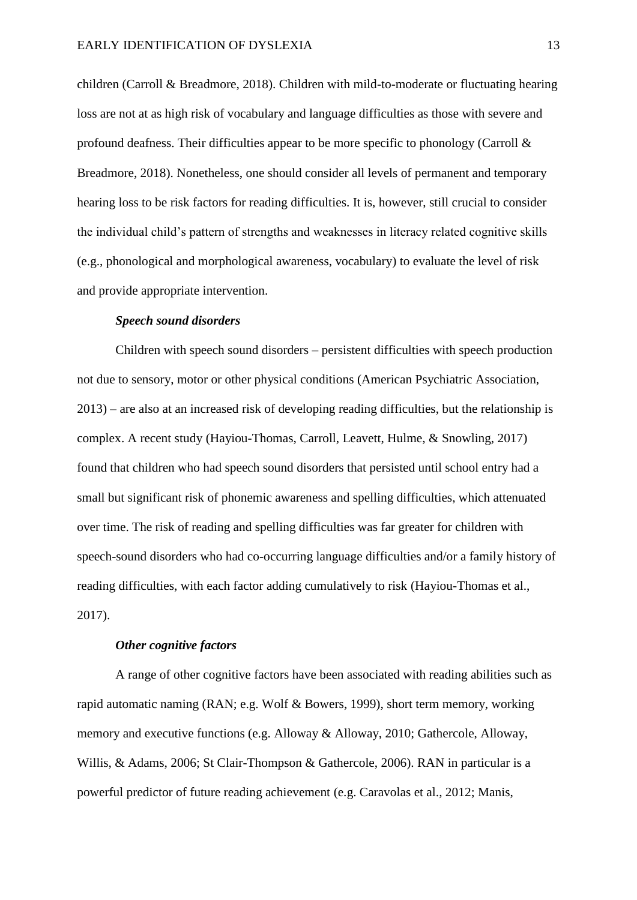children (Carroll & Breadmore, 2018). Children with mild-to-moderate or fluctuating hearing loss are not at as high risk of vocabulary and language difficulties as those with severe and profound deafness. Their difficulties appear to be more specific to phonology (Carroll & Breadmore, 2018). Nonetheless, one should consider all levels of permanent and temporary hearing loss to be risk factors for reading difficulties. It is, however, still crucial to consider the individual child's pattern of strengths and weaknesses in literacy related cognitive skills (e.g., phonological and morphological awareness, vocabulary) to evaluate the level of risk and provide appropriate intervention.

#### *Speech sound disorders*

Children with speech sound disorders – persistent difficulties with speech production not due to sensory, motor or other physical conditions (American Psychiatric Association, 2013) – are also at an increased risk of developing reading difficulties, but the relationship is complex. A recent study (Hayiou-Thomas, Carroll, Leavett, Hulme, & Snowling, 2017) found that children who had speech sound disorders that persisted until school entry had a small but significant risk of phonemic awareness and spelling difficulties, which attenuated over time. The risk of reading and spelling difficulties was far greater for children with speech-sound disorders who had co-occurring language difficulties and/or a family history of reading difficulties, with each factor adding cumulatively to risk (Hayiou-Thomas et al., 2017).

#### *Other cognitive factors*

A range of other cognitive factors have been associated with reading abilities such as rapid automatic naming (RAN; e.g. Wolf & Bowers, 1999), short term memory, working memory and executive functions (e.g. Alloway & Alloway, 2010; Gathercole, Alloway, Willis, & Adams, 2006; St Clair-Thompson & Gathercole, 2006). RAN in particular is a powerful predictor of future reading achievement (e.g. Caravolas et al., 2012; Manis,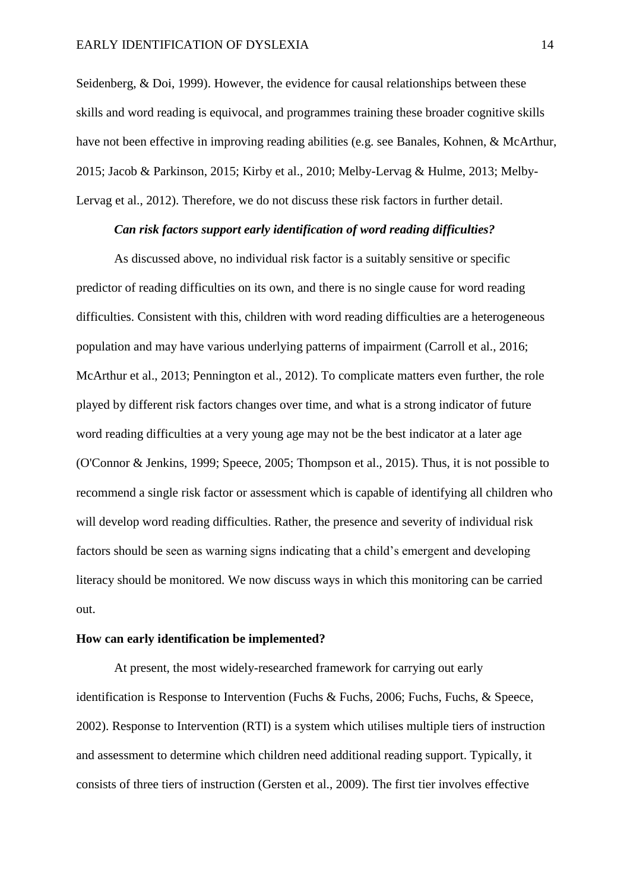Seidenberg, & Doi, 1999). However, the evidence for causal relationships between these skills and word reading is equivocal, and programmes training these broader cognitive skills have not been effective in improving reading abilities (e.g. see Banales, Kohnen, & McArthur, 2015; Jacob & Parkinson, 2015; Kirby et al., 2010; Melby-Lervag & Hulme, 2013; Melby-Lervag et al., 2012). Therefore, we do not discuss these risk factors in further detail.

### *Can risk factors support early identification of word reading difficulties?*

As discussed above, no individual risk factor is a suitably sensitive or specific predictor of reading difficulties on its own, and there is no single cause for word reading difficulties. Consistent with this, children with word reading difficulties are a heterogeneous population and may have various underlying patterns of impairment (Carroll et al., 2016; McArthur et al., 2013; Pennington et al., 2012). To complicate matters even further, the role played by different risk factors changes over time, and what is a strong indicator of future word reading difficulties at a very young age may not be the best indicator at a later age (O'Connor & Jenkins, 1999; Speece, 2005; Thompson et al., 2015). Thus, it is not possible to recommend a single risk factor or assessment which is capable of identifying all children who will develop word reading difficulties. Rather, the presence and severity of individual risk factors should be seen as warning signs indicating that a child's emergent and developing literacy should be monitored. We now discuss ways in which this monitoring can be carried out.

## How can early identification be implemented?

At present, the most widely-researched framework for carrying out early identification is Response to Intervention (Fuchs & Fuchs, 2006; Fuchs, Fuchs, & Speece, 2002). Response to Intervention (RTI) is a system which utilises multiple tiers of instruction and assessment to determine which children need additional reading support. Typically, it consists of three tiers of instruction (Gersten et al., 2009). The first tier involves effective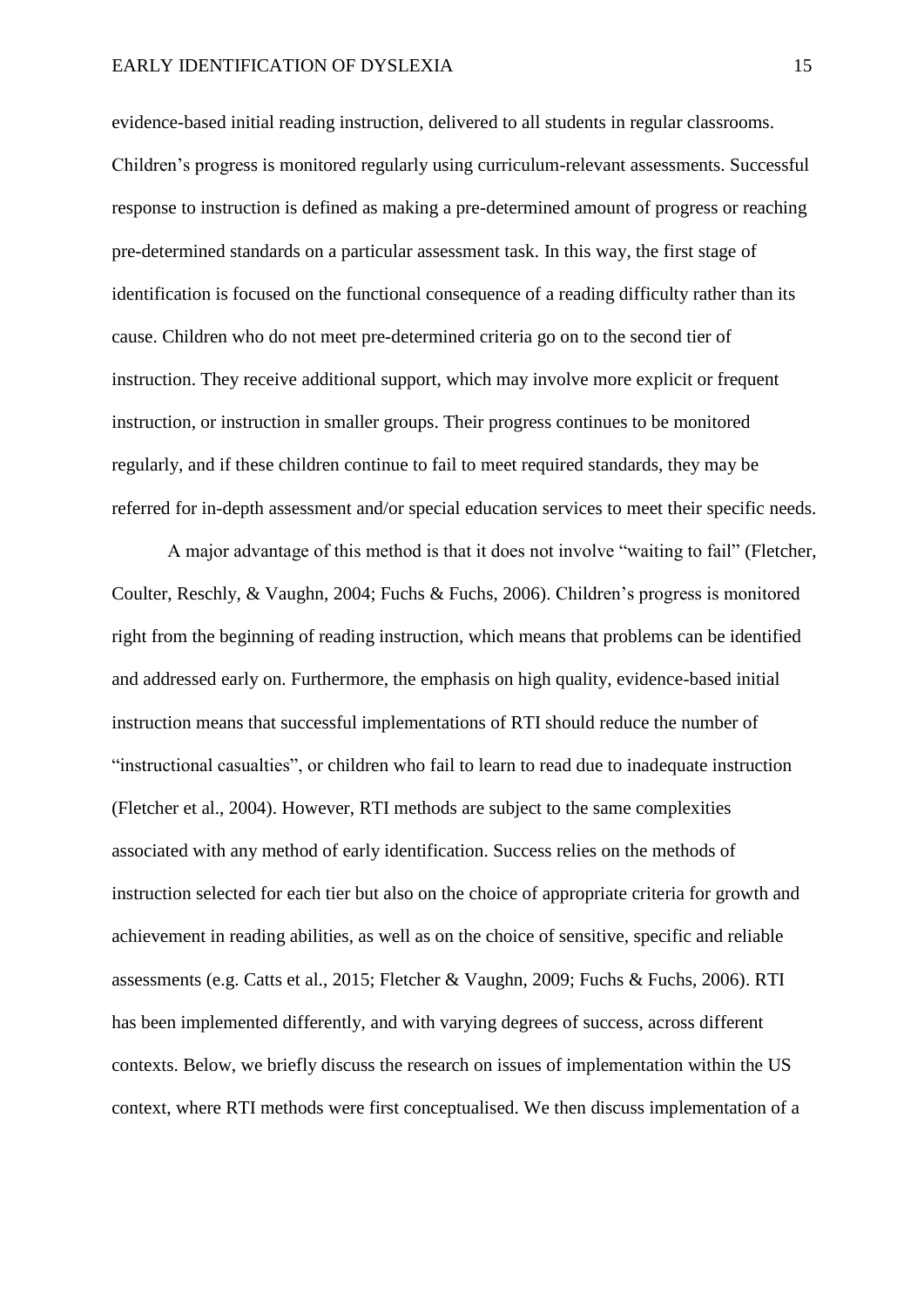evidence-based initial reading instruction, delivered to all students in regular classrooms. Children's progress is monitored regularly using curriculum-relevant assessments. Successful response to instruction is defined as making a pre-determined amount of progress or reaching pre-determined standards on a particular assessment task. In this way, the first stage of identification is focused on the functional consequence of a reading difficulty rather than its cause. Children who do not meet pre-determined criteria go on to the second tier of instruction. They receive additional support, which may involve more explicit or frequent instruction, or instruction in smaller groups. Their progress continues to be monitored regularly, and if these children continue to fail to meet required standards, they may be referred for in-depth assessment and/or special education services to meet their specific needs.

A major advantage of this method is that it does not involve "waiting to fail" (Fletcher, Coulter, Reschly, & Vaughn, 2004; Fuchs & Fuchs, 2006). Children's progress is monitored right from the beginning of reading instruction, which means that problems can be identified and addressed early on. Furthermore, the emphasis on high quality, evidence-based initial instruction means that successful implementations of RTI should reduce the number of "instructional casualties", or children who fail to learn to read due to inadequate instruction (Fletcher et al., 2004). However, RTI methods are subject to the same complexities associated with any method of early identification. Success relies on the methods of instruction selected for each tier but also on the choice of appropriate criteria for growth and achievement in reading abilities, as well as on the choice of sensitive, specific and reliable assessments (e.g. Catts et al., 2015; Fletcher & Vaughn, 2009; Fuchs & Fuchs, 2006). RTI has been implemented differently, and with varying degrees of success, across different contexts. Below, we briefly discuss the research on issues of implementation within the US context, where RTI methods were first conceptualised. We then discuss implementation of a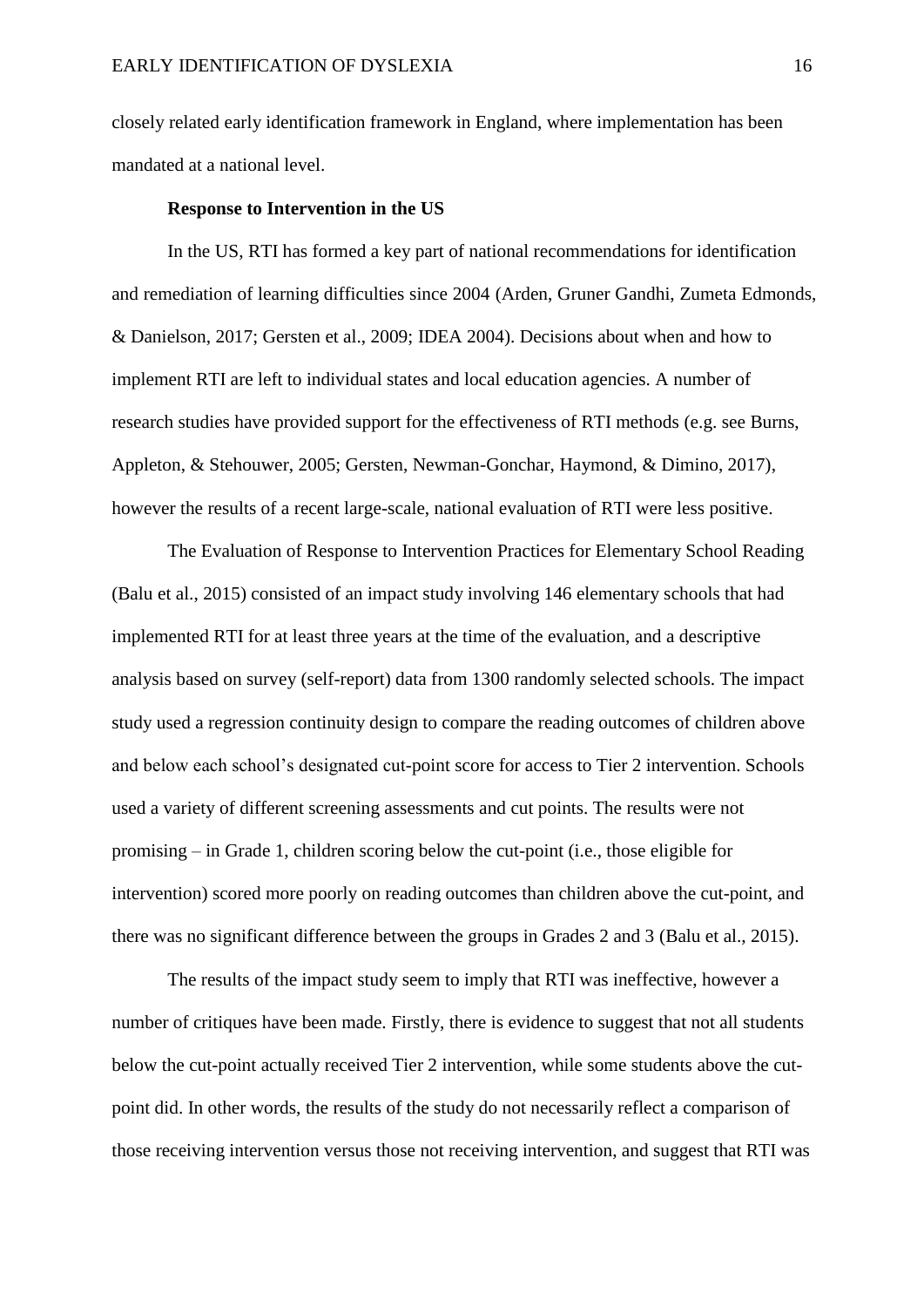closely related early identification framework in England, where implementation has been mandated at a national level.

### Response to Intervention in the US

In the US, RTI has formed a key part of national recommendations for identification and remediation of learning difficulties since 2004 (Arden, Gruner Gandhi, Zumeta Edmonds, & Danielson, 2017; Gersten et al., 2009; IDEA 2004). Decisions about when and how to implement RTI are left to individual states and local education agencies. A number of research studies have provided support for the effectiveness of RTI methods (e.g. see Burns, Appleton, & Stehouwer, 2005; Gersten, Newman-Gonchar, Haymond, & Dimino, 2017), however the results of a recent large-scale, national evaluation of RTI were less positive.

The Evaluation of Response to Intervention Practices for Elementary School Reading (Balu et al., 2015) consisted of an impact study involving 146 elementary schools that had implemented RTI for at least three years at the time of the evaluation, and a descriptive analysis based on survey (self-report) data from 1300 randomly selected schools. The impact study used a regression continuity design to compare the reading outcomes of children above and below each school's designated cut-point score for access to Tier 2 intervention. Schools used a variety of different screening assessments and cut points. The results were not promising – in Grade 1, children scoring below the cut-point (i.e., those eligible for intervention) scored more poorly on reading outcomes than children above the cut-point, and there was no significant difference between the groups in Grades 2 and 3 (Balu et al., 2015).

The results of the impact study seem to imply that RTI was ineffective, however a number of critiques have been made. Firstly, there is evidence to suggest that not all students below the cut-point actually received Tier 2 intervention, while some students above the cut-point did. In other words, the results of the study do not necessarily reflect a comparison of those receiving intervention versus those not receiving intervention, and suggest that RTI was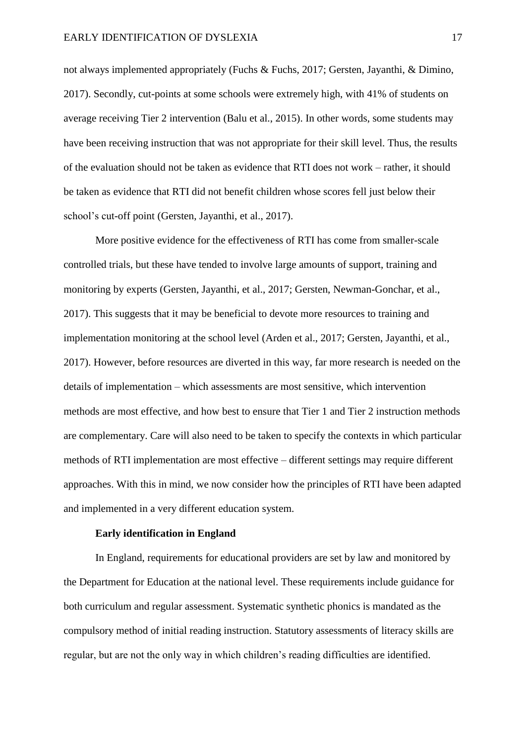not always implemented appropriately (Fuchs & Fuchs, 2017; Gersten, Jayanthi, & Dimino, 2017). Secondly, cut-points at some schools were extremely high, with 41% of students on average receiving Tier 2 intervention (Balu et al., 2015). In other words, some students may have been receiving instruction that was not appropriate for their skill level. Thus, the results of the evaluation should not be taken as evidence that RTI does not work – rather, it should be taken as evidence that RTI did not benefit children whose scores fell just below their school's cut-off point (Gersten, Jayanthi, et al., 2017).

More positive evidence for the effectiveness of RTI has come from smaller-scale controlled trials, but these have tended to involve large amounts of support, training and monitoring by experts (Gersten, Jayanthi, et al., 2017; Gersten, Newman-Gonchar, et al., 2017). This suggests that it may be beneficial to devote more resources to training and implementation monitoring at the school level (Arden et al., 2017; Gersten, Jayanthi, et al., 2017). However, before resources are diverted in this way, far more research is needed on the details of implementation – which assessments are most sensitive, which intervention methods are most effective, and how best to ensure that Tier 1 and Tier 2 instruction methods are complementary. Care will also need to be taken to specify the contexts in which particular methods of RTI implementation are most effective – different settings may require different approaches. With this in mind, we now consider how the principles of RTI have been adapted and implemented in a very different education system.

## Early identification in England

In England, requirements for educational providers are set by law and monitored by the Department for Education at the national level. These requirements include guidance for both curriculum and regular assessment. Systematic synthetic phonics is mandated as the compulsory method of initial reading instruction. Statutory assessments of literacy skills are regular, but are not the only way in which children's reading difficulties are identified.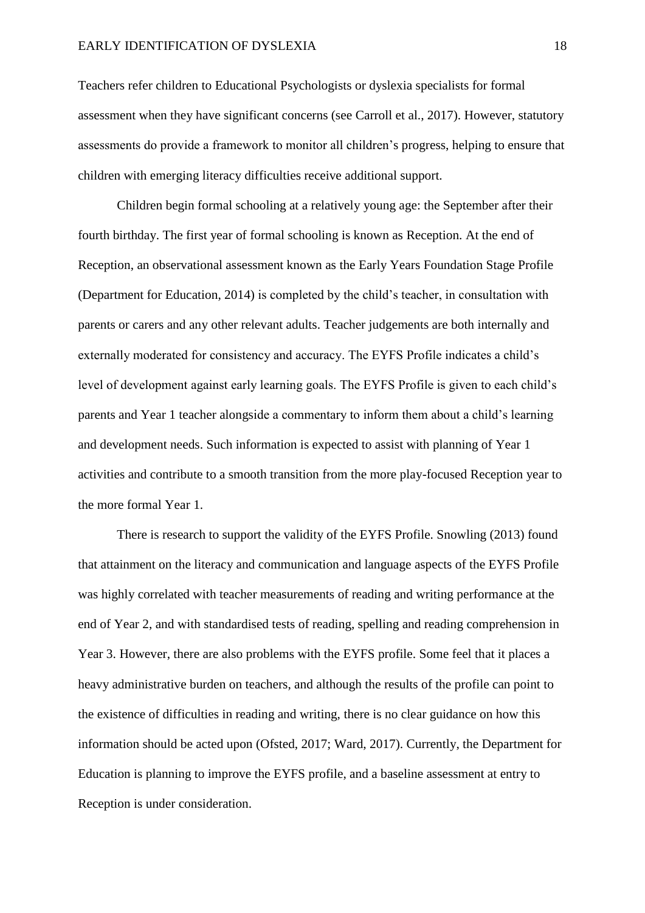Teachers refer children to Educational Psychologists or dyslexia specialists for formal assessment when they have significant concerns (see Carroll et al., 2017). However, statutory assessments do provide a framework to monitor all children's progress, helping to ensure that children with emerging literacy difficulties receive additional support.

Children begin formal schooling at a relatively young age: the September after their fourth birthday. The first year of formal schooling is known as Reception. At the end of Reception, an observational assessment known as the Early Years Foundation Stage Profile (Department for Education, 2014) is completed by the child's teacher, in consultation with parents or carers and any other relevant adults. Teacher judgements are both internally and externally moderated for consistency and accuracy. The EYFS Profile indicates a child's level of development against early learning goals. The EYFS Profile is given to each child's parents and Year 1 teacher alongside a commentary to inform them about a child's learning and development needs. Such information is expected to assist with planning of Year 1 activities and contribute to a smooth transition from the more play-focused Reception year to the more formal Year 1.

There is research to support the validity of the EYFS Profile. Snowling (2013) found that attainment on the literacy and communication and language aspects of the EYFS Profile was highly correlated with teacher measurements of reading and writing performance at the end of Year 2, and with standardised tests of reading, spelling and reading comprehension in Year 3. However, there are also problems with the EYFS profile. Some feel that it places a heavy administrative burden on teachers, and although the results of the profile can point to the existence of difficulties in reading and writing, there is no clear guidance on how this information should be acted upon (Ofsted, 2017; Ward, 2017). Currently, the Department for Education is planning to improve the EYFS profile, and a baseline assessment at entry to Reception is under consideration.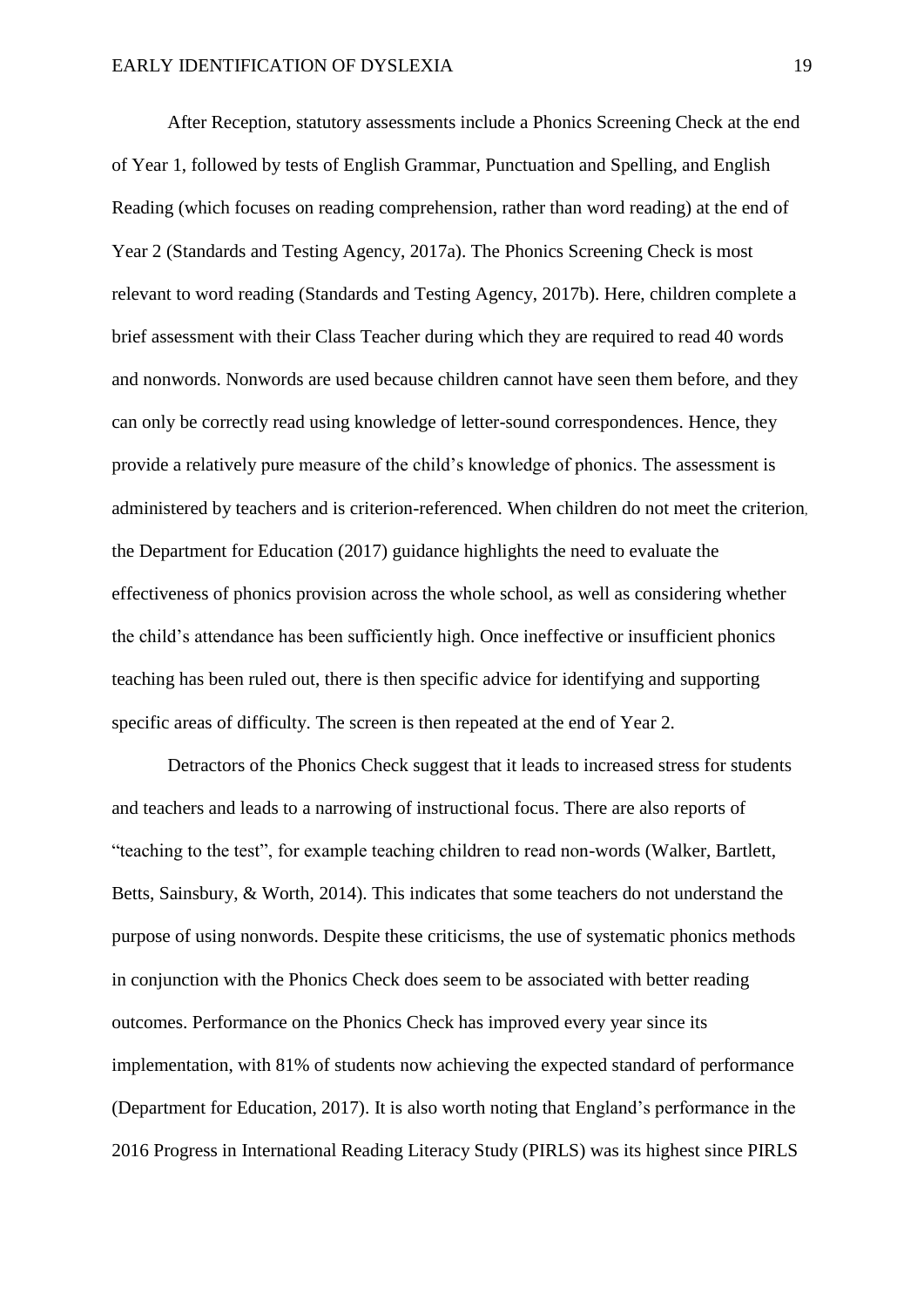After Reception, statutory assessments include a Phonics Screening Check at the end of Year 1, followed by tests of English Grammar, Punctuation and Spelling, and English Reading (which focuses on reading comprehension, rather than word reading) at the end of Year 2 (Standards and Testing Agency, 2017a). The Phonics Screening Check is most relevant to word reading (Standards and Testing Agency, 2017b). Here, children complete a brief assessment with their Class Teacher during which they are required to read 40 words and nonwords. Nonwords are used because children cannot have seen them before, and they can only be correctly read using knowledge of letter-sound correspondences. Hence, they provide a relatively pure measure of the child's knowledge of phonics. The assessment is administered by teachers and is criterion-referenced. When children do not meet the criterion, the Department for Education (2017) guidance highlights the need to evaluate the effectiveness of phonics provision across the whole school, as well as considering whether the child's attendance has been sufficiently high. Once ineffective or insufficient phonics teaching has been ruled out, there is then specific advice for identifying and supporting specific areas of difficulty. The screen is then repeated at the end of Year 2.

Detractors of the Phonics Check suggest that it leads to increased stress for students and teachers and leads to a narrowing of instructional focus. There are also reports of "teaching to the test", for example teaching children to read non-words (Walker, Bartlett, Betts, Sainsbury, & Worth, 2014). This indicates that some teachers do not understand the purpose of using nonwords. Despite these criticisms, the use of systematic phonics methods in conjunction with the Phonics Check does seem to be associated with better reading outcomes. Performance on the Phonics Check has improved every year since its implementation, with 81% of students now achieving the expected standard of performance (Department for Education, 2017). It is also worth noting that England's performance in the 2016 Progress in International Reading Literacy Study (PIRLS) was its highest since PIRLS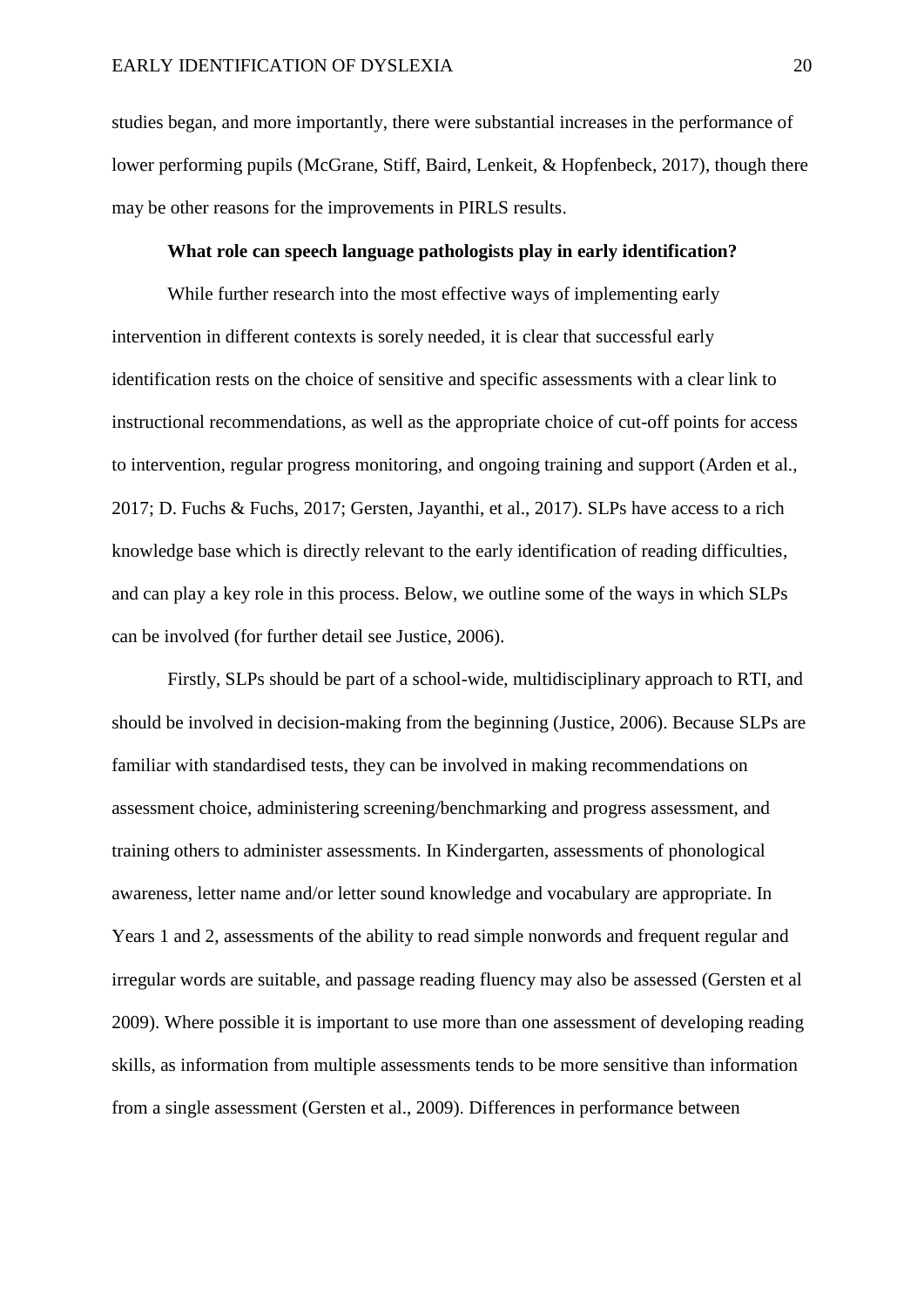studies began, and more importantly, there were substantial increases in the performance of lower performing pupils (McGrane, Stiff, Baird, Lenkeit, & Hopfenbeck, 2017), though there may be other reasons for the improvements in PIRLS results.

### What role can speech language pathologists play in early identification?

While further research into the most effective ways of implementing early intervention in different contexts is sorely needed, it is clear that successful early identification rests on the choice of sensitive and specific assessments with a clear link to instructional recommendations, as well as the appropriate choice of cut-off points for access to intervention, regular progress monitoring, and ongoing training and support (Arden et al., 2017; D. Fuchs & Fuchs, 2017; Gersten, Jayanthi, et al., 2017). SLPs have access to a rich knowledge base which is directly relevant to the early identification of reading difficulties, and can play a key role in this process. Below, we outline some of the ways in which SLPs can be involved (for further detail see Justice, 2006).

Firstly, SLPs should be part of a school-wide, multidisciplinary approach to RTI, and should be involved in decision-making from the beginning (Justice, 2006). Because SLPs are familiar with standardised tests, they can be involved in making recommendations on assessment choice, administering screening/benchmarking and progress assessment, and training others to administer assessments. In Kindergarten, assessments of phonological awareness, letter name and/or letter sound knowledge and vocabulary are appropriate. In Years 1 and 2, assessments of the ability to read simple nonwords and frequent regular and irregular words are suitable, and passage reading fluency may also be assessed (Gersten et al 2009). Where possible it is important to use more than one assessment of developing reading skills, as information from multiple assessments tends to be more sensitive than information from a single assessment (Gersten et al., 2009). Differences in performance between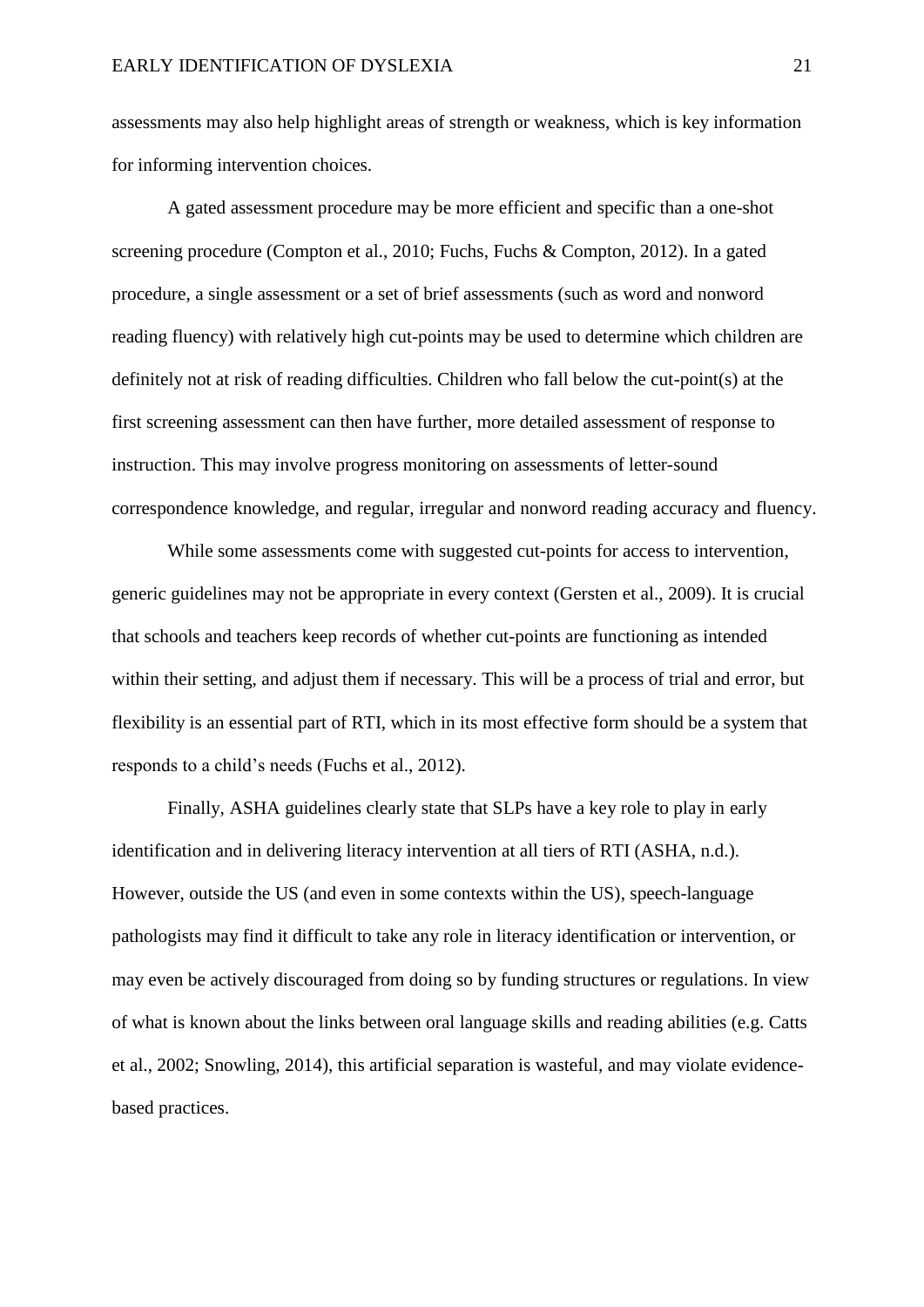assessments may also help highlight areas of strength or weakness, which is key information for informing intervention choices.

A gated assessment procedure may be more efficient and specific than a one-shot screening procedure (Compton et al., 2010; Fuchs, Fuchs & Compton, 2012). In a gated procedure, a single assessment or a set of brief assessments (such as word and nonword reading fluency) with relatively high cut-points may be used to determine which children are definitely not at risk of reading difficulties. Children who fall below the cut-point(s) at the first screening assessment can then have further, more detailed assessment of response to instruction. This may involve progress monitoring on assessments of letter-sound correspondence knowledge, and regular, irregular and nonword reading accuracy and fluency.

While some assessments come with suggested cut-points for access to intervention, generic guidelines may not be appropriate in every context (Gersten et al., 2009). It is crucial that schools and teachers keep records of whether cut-points are functioning as intended within their setting, and adjust them if necessary. This will be a process of trial and error, but flexibility is an essential part of RTI, which in its most effective form should be a system that responds to a child's needs (Fuchs et al., 2012).

Finally, ASHA guidelines clearly state that SLPs have a key role to play in early identification and in delivering literacy intervention at all tiers of RTI (ASHA, n.d.). However, outside the US (and even in some contexts within the US), speech-language pathologists may find it difficult to take any role in literacy identification or intervention, or may even be actively discouraged from doing so by funding structures or regulations. In view of what is known about the links between oral language skills and reading abilities (e.g. Catts et al., 2002; Snowling, 2014), this artificial separation is wasteful, and may violate evidence-based practices.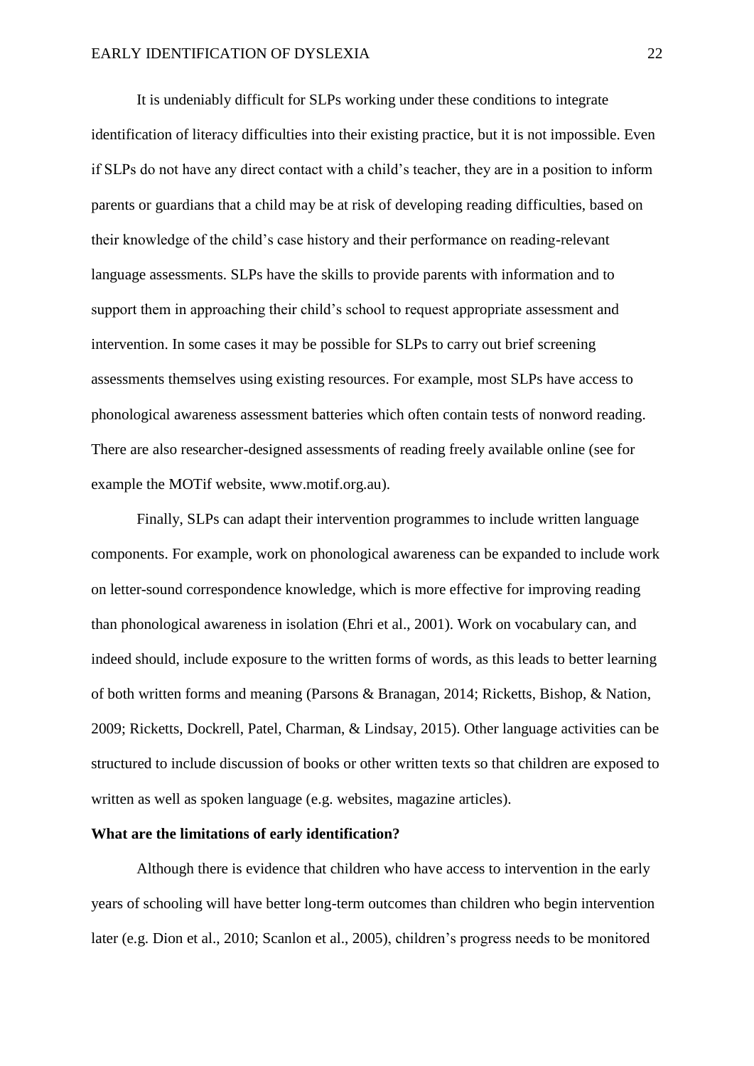It is undeniably difficult for SLPs working under these conditions to integrate identification of literacy difficulties into their existing practice, but it is not impossible. Even if SLPs do not have any direct contact with a child's teacher, they are in a position to inform parents or guardians that a child may be at risk of developing reading difficulties, based on their knowledge of the child's case history and their performance on reading-relevant language assessments. SLPs have the skills to provide parents with information and to support them in approaching their child's school to request appropriate assessment and intervention. In some cases it may be possible for SLPs to carry out brief screening assessments themselves using existing resources. For example, most SLPs have access to phonological awareness assessment batteries which often contain tests of nonword reading. There are also researcher-designed assessments of reading freely available online (see for example the MOTif website, www.motif.org.au).

Finally, SLPs can adapt their intervention programmes to include written language components. For example, work on phonological awareness can be expanded to include work on letter-sound correspondence knowledge, which is more effective for improving reading than phonological awareness in isolation (Ehri et al., 2001). Work on vocabulary can, and indeed should, include exposure to the written forms of words, as this leads to better learning of both written forms and meaning (Parsons & Branagan, 2014; Ricketts, Bishop, & Nation, 2009; Ricketts, Dockrell, Patel, Charman, & Lindsay, 2015). Other language activities can be structured to include discussion of books or other written texts so that children are exposed to written as well as spoken language (e.g. websites, magazine articles).

**What are the limitations of early identification?**

Although there is evidence that children who have access to intervention in the early years of schooling will have better long-term outcomes than children who begin intervention later (e.g. Dion et al., 2010; Scanlon et al., 2005), children's progress needs to be monitored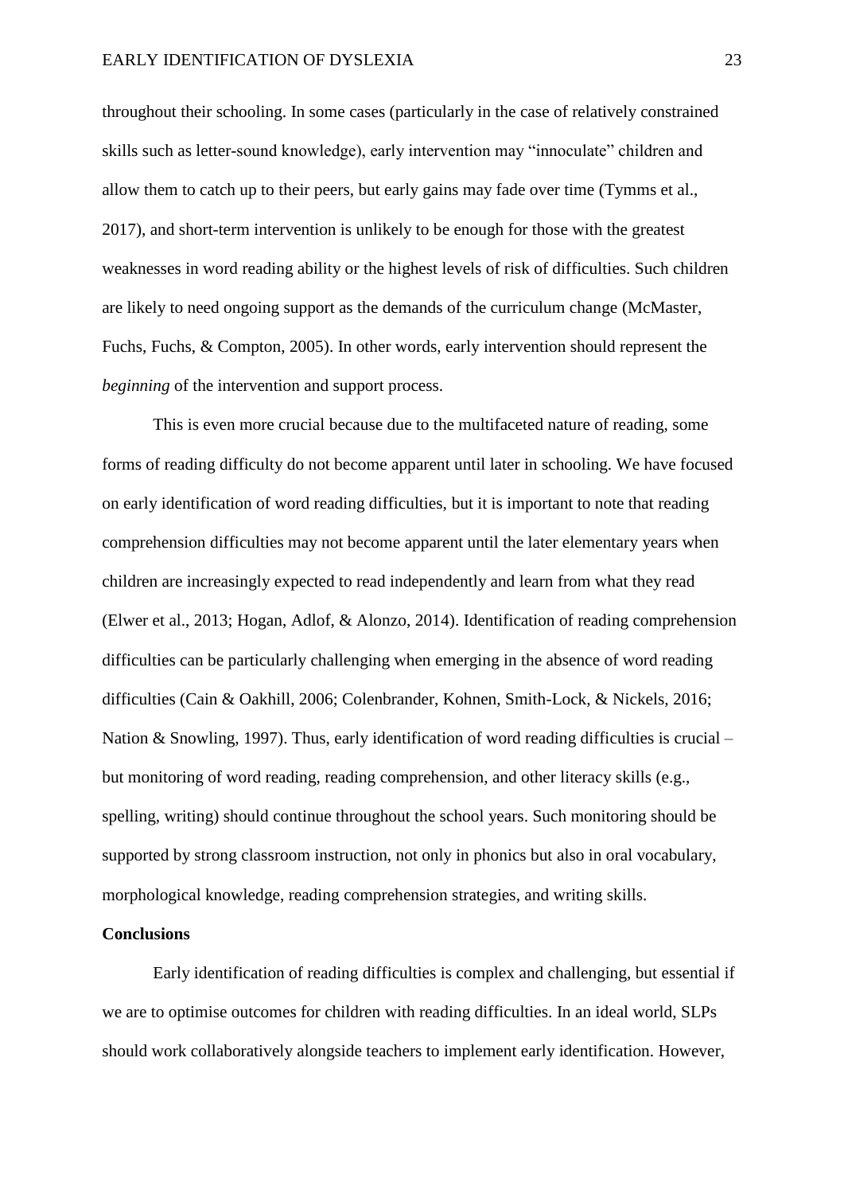throughout their schooling. In some cases (particularly in the case of relatively constrained skills such as letter-sound knowledge), early intervention may "innoculate" children and allow them to catch up to their peers, but early gains may fade over time (Tymms et al., 2017), and short-term intervention is unlikely to be enough for those with the greatest weaknesses in word reading ability or the highest levels of risk of difficulties. Such children are likely to need ongoing support as the demands of the curriculum change (McMaster, Fuchs, Fuchs, & Compton, 2005). In other words, early intervention should represent the *beginning* of the intervention and support process.

This is even more crucial because due to the multifaceted nature of reading, some forms of reading difficulty do not become apparent until later in schooling. We have focused on early identification of word reading difficulties, but it is important to note that reading comprehension difficulties may not become apparent until the later elementary years when children are increasingly expected to read independently and learn from what they read (Elwer et al., 2013; Hogan, Adlof, & Alonzo, 2014). Identification of reading comprehension difficulties can be particularly challenging when emerging in the absence of word reading difficulties (Cain & Oakhill, 2006; Colenbrander, Kohnen, Smith-Lock, & Nickels, 2016; Nation & Snowling, 1997). Thus, early identification of word reading difficulties is crucial – but monitoring of word reading, reading comprehension, and other literacy skills (e.g., spelling, writing) should continue throughout the school years. Such monitoring should be supported by strong classroom instruction, not only in phonics but also in oral vocabulary, morphological knowledge, reading comprehension strategies, and writing skills.

## Conclusions

Early identification of reading difficulties is complex and challenging, but essential if we are to optimise outcomes for children with reading difficulties. In an ideal world, SLPs should work collaboratively alongside teachers to implement early identification. However,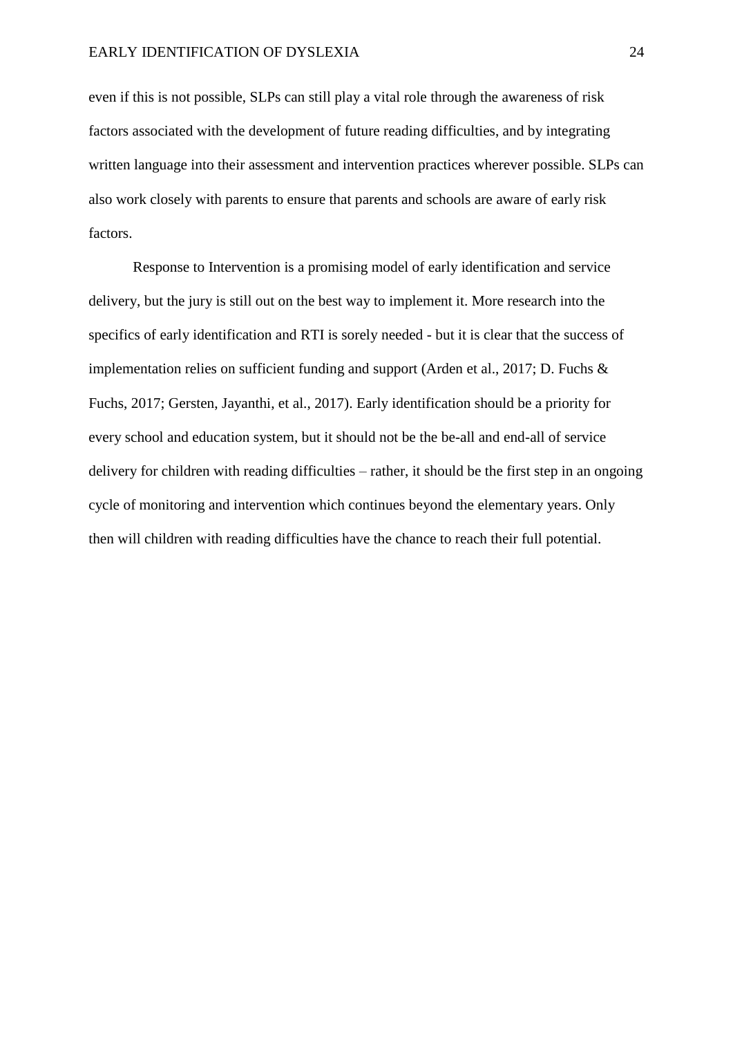even if this is not possible, SLPs can still play a vital role through the awareness of risk factors associated with the development of future reading difficulties, and by integrating written language into their assessment and intervention practices wherever possible. SLPs can also work closely with parents to ensure that parents and schools are aware of early risk factors.

Response to Intervention is a promising model of early identification and service delivery, but the jury is still out on the best way to implement it. More research into the specifics of early identification and RTI is sorely needed - but it is clear that the success of implementation relies on sufficient funding and support (Arden et al., 2017; D. Fuchs & Fuchs, 2017; Gersten, Jayanthi, et al., 2017). Early identification should be a priority for every school and education system, but it should not be the be-all and end-all of service delivery for children with reading difficulties – rather, it should be the first step in an ongoing cycle of monitoring and intervention which continues beyond the elementary years. Only then will children with reading difficulties have the chance to reach their full potential.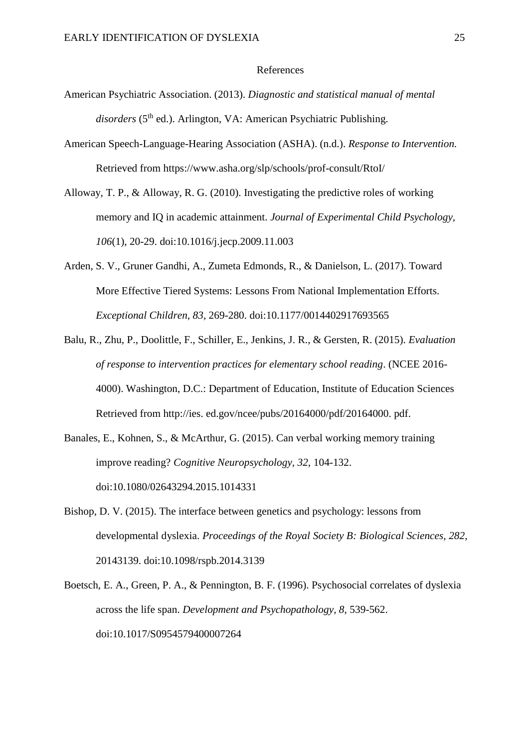# References

American Psychiatric Association. (2013). *Diagnostic and statistical manual of mental disorders* (5th ed.). Arlington, VA: American Psychiatric Publishing.

American Speech-Language-Hearing Association (ASHA). (n.d.). *Response to Intervention.* Retrieved from https://www.asha.org/slp/schools/prof-consult/RtoI/

Alloway, T. P., & Alloway, R. G. (2010). Investigating the predictive roles of working memory and IQ in academic attainment. *Journal of Experimental Child Psychology, 106*(1), 20-29. doi:10.1016/j.jecp.2009.11.003

Arden, S. V., Gruner Gandhi, A., Zumeta Edmonds, R., & Danielson, L. (2017). Toward More Effective Tiered Systems: Lessons From National Implementation Efforts. *Exceptional Children, 83*, 269-280. doi:10.1177/0014402917693565

Balu, R., Zhu, P., Doolittle, F., Schiller, E., Jenkins, J. R., & Gersten, R. (2015). *Evaluation of response to intervention practices for elementary school reading*. (NCEE 2016-4000). Washington, D.C.: Department of Education, Institute of Education Sciences Retrieved from http://ies. ed.gov/ncee/pubs/20164000/pdf/20164000. pdf.

Banales, E., Kohnen, S., & McArthur, G. (2015). Can verbal working memory training improve reading? *Cognitive Neuropsychology, 32*, 104-132. doi:10.1080/02643294.2015.1014331

Bishop, D. V. (2015). The interface between genetics and psychology: lessons from developmental dyslexia. *Proceedings of the Royal Society B: Biological Sciences, 282*, 20143139. doi:10.1098/rspb.2014.3139

Boetsch, E. A., Green, P. A., & Pennington, B. F. (1996). Psychosocial correlates of dyslexia across the life span. *Development and Psychopathology, 8*, 539-562. doi:10.1017/S0954579400007264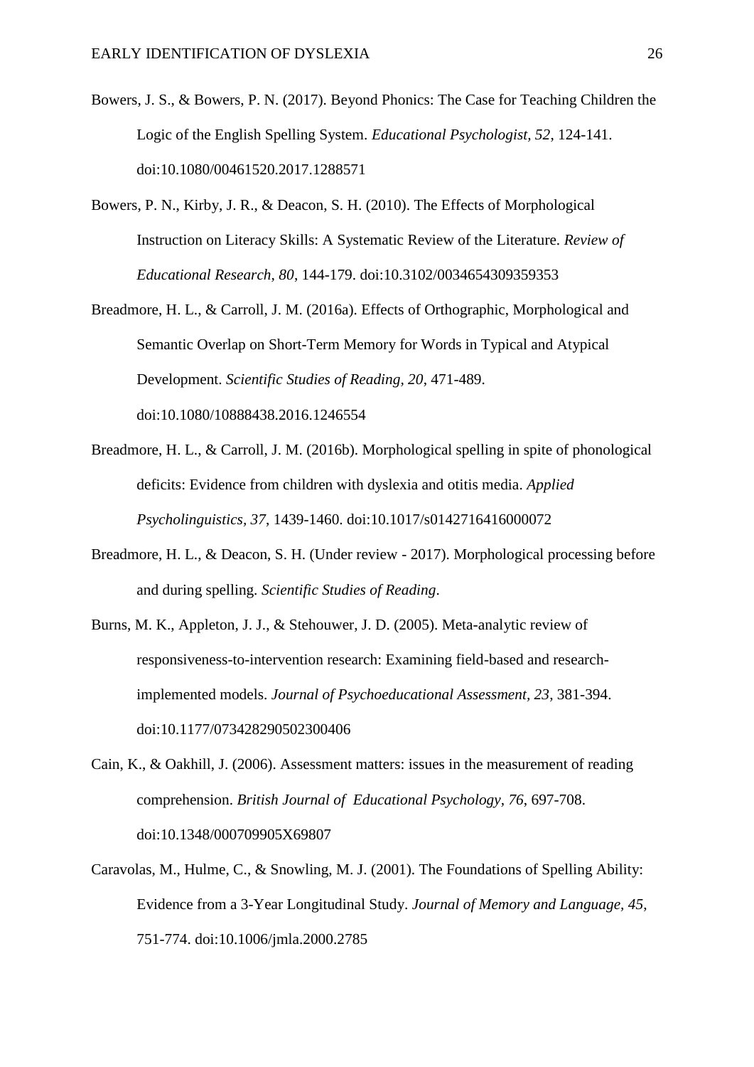Bowers, J. S., & Bowers, P. N. (2017). Beyond Phonics: The Case for Teaching Children the Logic of the English Spelling System. *Educational Psychologist, 52*, 124-141. doi:10.1080/00461520.2017.1288571

Bowers, P. N., Kirby, J. R., & Deacon, S. H. (2010). The Effects of Morphological Instruction on Literacy Skills: A Systematic Review of the Literature. *Review of Educational Research, 80*, 144-179. doi:10.3102/0034654309359353

Breadmore, H. L., & Carroll, J. M. (2016a). Effects of Orthographic, Morphological and Semantic Overlap on Short-Term Memory for Words in Typical and Atypical Development. *Scientific Studies of Reading, 20*, 471-489. doi:10.1080/10888438.2016.1246554

Breadmore, H. L., & Carroll, J. M. (2016b). Morphological spelling in spite of phonological deficits: Evidence from children with dyslexia and otitis media. *Applied Psycholinguistics, 37*, 1439-1460. doi:10.1017/s0142716416000072

Breadmore, H. L., & Deacon, S. H. (Under review - 2017). Morphological processing before and during spelling. *Scientific Studies of Reading*.

Burns, M. K., Appleton, J. J., & Stehouwer, J. D. (2005). Meta-analytic review of responsiveness-to-intervention research: Examining field-based and research-implemented models. *Journal of Psychoeducational Assessment, 23*, 381-394. doi:10.1177/073428290502300406

Cain, K., & Oakhill, J. (2006). Assessment matters: issues in the measurement of reading comprehension. *British Journal of Educational Psychology, 76*, 697-708. doi:10.1348/000709905X69807

Caravolas, M., Hulme, C., & Snowling, M. J. (2001). The Foundations of Spelling Ability: Evidence from a 3-Year Longitudinal Study. *Journal of Memory and Language, 45*, 751-774. doi:10.1006/jmla.2000.2785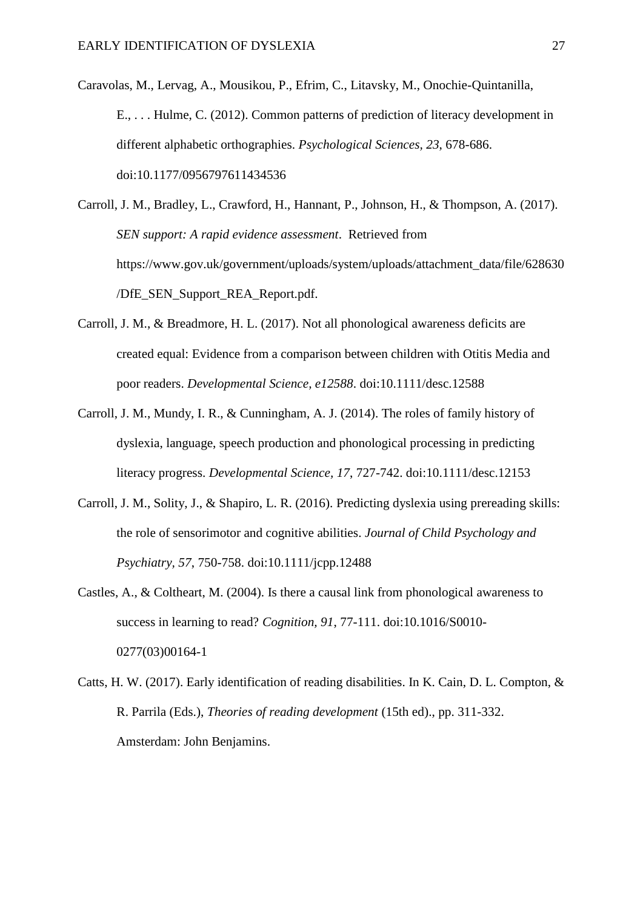Caravolas, M., Lervag, A., Mousikou, P., Efrim, C., Litavsky, M., Onochie-Quintanilla, E., . . . Hulme, C. (2012). Common patterns of prediction of literacy development in different alphabetic orthographies. *Psychological Sciences, 23*, 678-686. doi:10.1177/0956797611434536

Carroll, J. M., Bradley, L., Crawford, H., Hannant, P., Johnson, H., & Thompson, A. (2017). *SEN support: A rapid evidence assessment*. Retrieved from https://www.gov.uk/government/uploads/system/uploads/attachment_data/file/628630/DfE_SEN_Support_REA_Report.pdf.

Carroll, J. M., & Breadmore, H. L. (2017). Not all phonological awareness deficits are created equal: Evidence from a comparison between children with Otitis Media and poor readers. *Developmental Science, e12588*. doi:10.1111/desc.12588

Carroll, J. M., Mundy, I. R., & Cunningham, A. J. (2014). The roles of family history of dyslexia, language, speech production and phonological processing in predicting literacy progress. *Developmental Science, 17*, 727-742. doi:10.1111/desc.12153

Carroll, J. M., Solity, J., & Shapiro, L. R. (2016). Predicting dyslexia using prereading skills: the role of sensorimotor and cognitive abilities. *Journal of Child Psychology and Psychiatry, 57*, 750-758. doi:10.1111/jcpp.12488

Castles, A., & Coltheart, M. (2004). Is there a causal link from phonological awareness to success in learning to read? *Cognition, 91*, 77-111. doi:10.1016/S0010-0277(03)00164-1

Catts, H. W. (2017). Early identification of reading disabilities. In K. Cain, D. L. Compton, & R. Parrila (Eds.), *Theories of reading development* (15th ed)., pp. 311-332. Amsterdam: John Benjamins.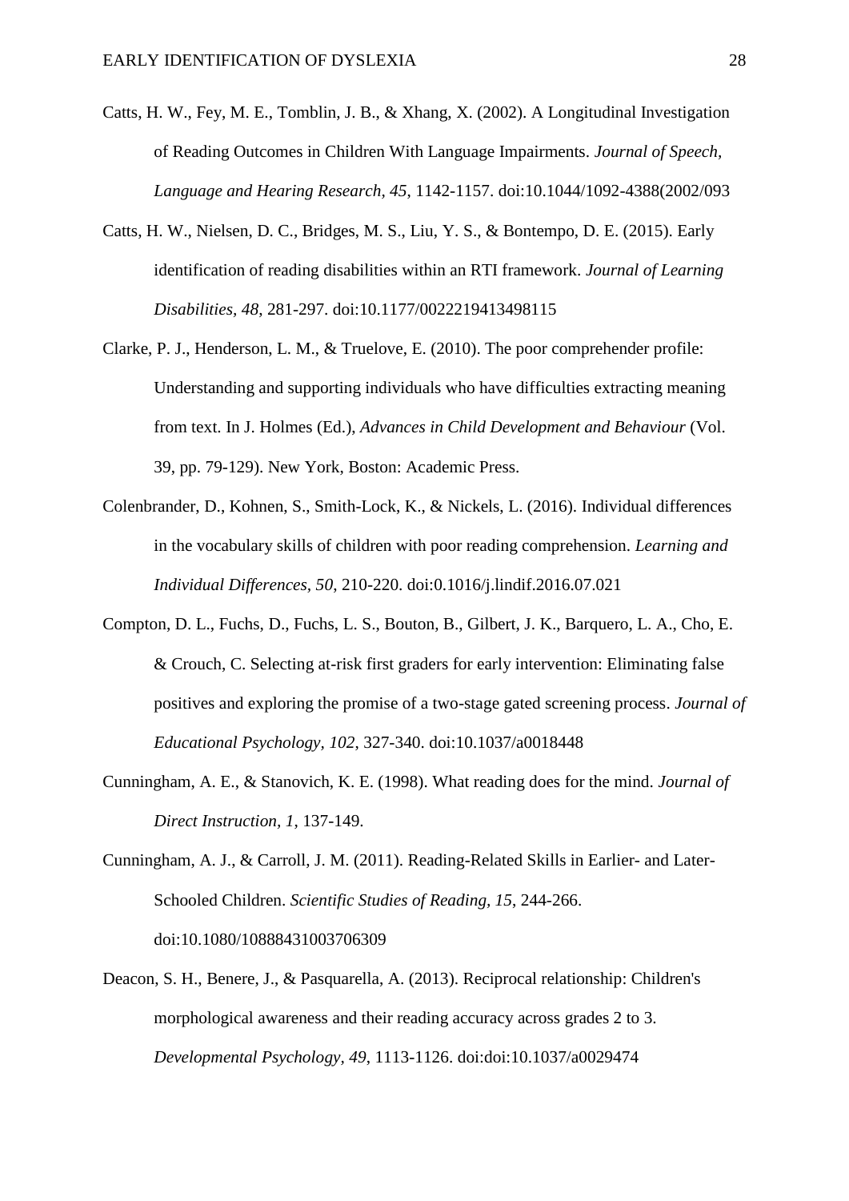Catts, H. W., Fey, M. E., Tomblin, J. B., & Xhang, X. (2002). A Longitudinal Investigation of Reading Outcomes in Children With Language Impairments. *Journal of Speech, Language and Hearing Research, 45*, 1142-1157. doi:10.1044/1092-4388(2002/093

Catts, H. W., Nielsen, D. C., Bridges, M. S., Liu, Y. S., & Bontempo, D. E. (2015). Early identification of reading disabilities within an RTI framework. *Journal of Learning Disabilities, 48*, 281-297. doi:10.1177/0022219413498115

Clarke, P. J., Henderson, L. M., & Truelove, E. (2010). The poor comprehender profile: Understanding and supporting individuals who have difficulties extracting meaning from text. In J. Holmes (Ed.), *Advances in Child Development and Behaviour* (Vol. 39, pp. 79-129). New York, Boston: Academic Press.

Colenbrander, D., Kohnen, S., Smith-Lock, K., & Nickels, L. (2016). Individual differences in the vocabulary skills of children with poor reading comprehension. *Learning and Individual Differences, 50*, 210-220. doi:0.1016/j.lindif.2016.07.021

Compton, D. L., Fuchs, D., Fuchs, L. S., Bouton, B., Gilbert, J. K., Barquero, L. A., Cho, E. & Crouch, C. Selecting at-risk first graders for early intervention: Eliminating false positives and exploring the promise of a two-stage gated screening process. *Journal of Educational Psychology, 102*, 327-340. doi:10.1037/a0018448

Cunningham, A. E., & Stanovich, K. E. (1998). What reading does for the mind. *Journal of Direct Instruction, 1*, 137-149.

Cunningham, A. J., & Carroll, J. M. (2011). Reading-Related Skills in Earlier- and Later-Schooled Children. *Scientific Studies of Reading, 15*, 244-266. doi:10.1080/10888431003706309

Deacon, S. H., Benere, J., & Pasquarella, A. (2013). Reciprocal relationship: Children's morphological awareness and their reading accuracy across grades 2 to 3. *Developmental Psychology, 49*, 1113-1126. doi:doi:10.1037/a0029474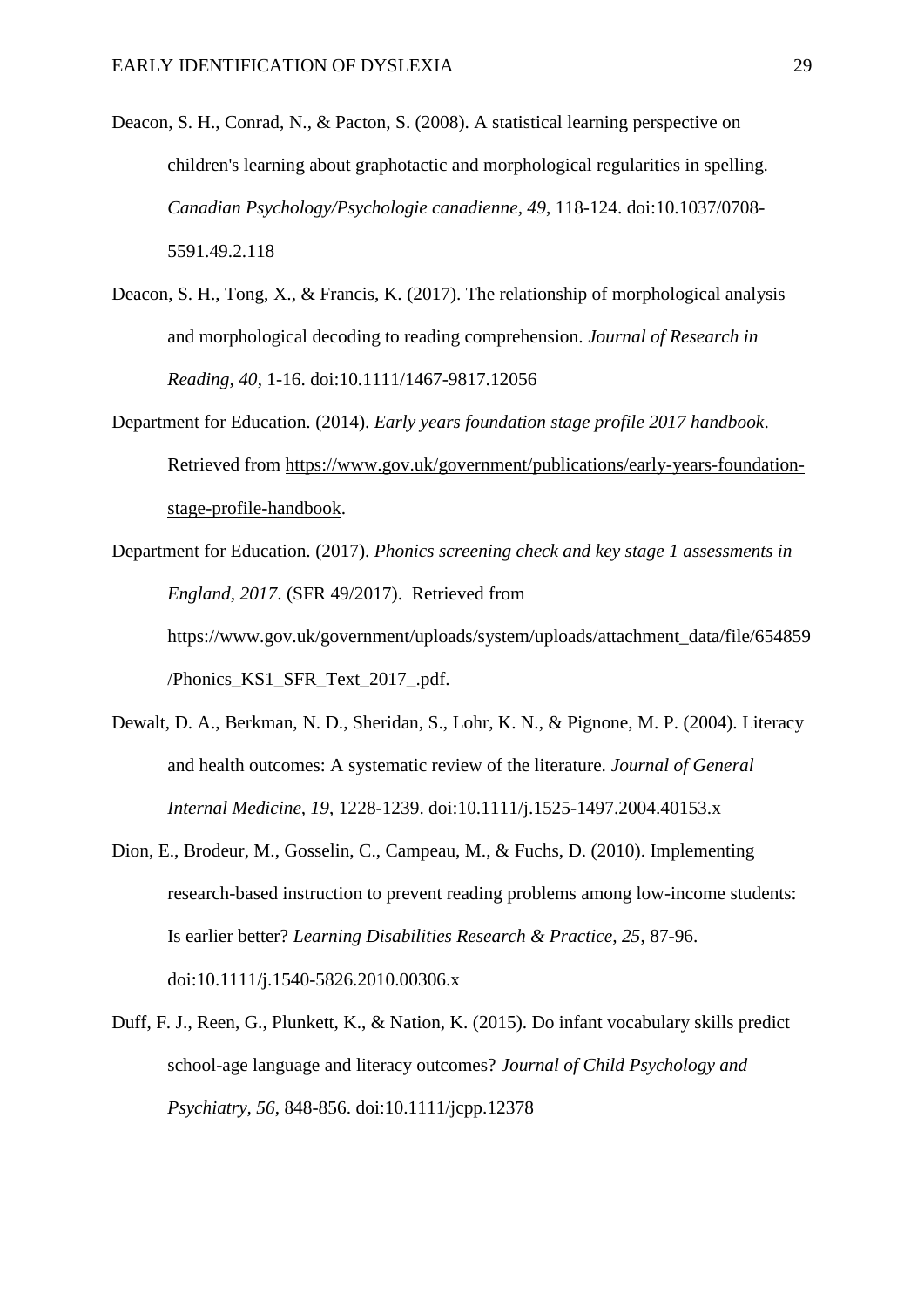Deacon, S. H., Conrad, N., & Pacton, S. (2008). A statistical learning perspective on children's learning about graphotactic and morphological regularities in spelling. *Canadian Psychology/Psychologie canadienne, 49*, 118-124. doi:10.1037/0708-5591.49.2.118

Deacon, S. H., Tong, X., & Francis, K. (2017). The relationship of morphological analysis and morphological decoding to reading comprehension. *Journal of Research in Reading, 40*, 1-16. doi:10.1111/1467-9817.12056

Department for Education. (2014). *Early years foundation stage profile 2017 handbook*. Retrieved from https://www.gov.uk/government/publications/early-years-foundation-stage-profile-handbook.

Department for Education. (2017). *Phonics screening check and key stage 1 assessments in England, 2017*. (SFR 49/2017). Retrieved from https://www.gov.uk/government/uploads/system/uploads/attachment_data/file/654859/Phonics_KS1_SFR_Text_2017_.pdf.

Dewalt, D. A., Berkman, N. D., Sheridan, S., Lohr, K. N., & Pignone, M. P. (2004). Literacy and health outcomes: A systematic review of the literature. *Journal of General Internal Medicine, 19*, 1228-1239. doi:10.1111/j.1525-1497.2004.40153.x

Dion, E., Brodeur, M., Gosselin, C., Campeau, M., & Fuchs, D. (2010). Implementing research-based instruction to prevent reading problems among low-income students: Is earlier better? *Learning Disabilities Research & Practice, 25*, 87-96. doi:10.1111/j.1540-5826.2010.00306.x

Duff, F. J., Reen, G., Plunkett, K., & Nation, K. (2015). Do infant vocabulary skills predict school-age language and literacy outcomes? *Journal of Child Psychology and Psychiatry, 56*, 848-856. doi:10.1111/jcpp.12378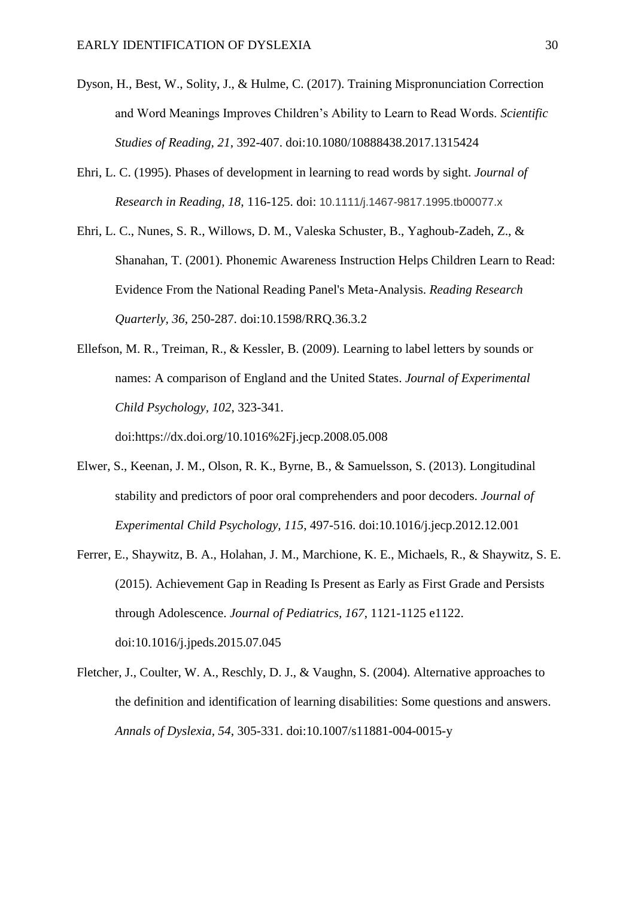Dyson, H., Best, W., Solity, J., & Hulme, C. (2017). Training Mispronunciation Correction and Word Meanings Improves Children's Ability to Learn to Read Words. *Scientific Studies of Reading, 21*, 392-407. doi:10.1080/10888438.2017.1315424

Ehri, L. C. (1995). Phases of development in learning to read words by sight. *Journal of Research in Reading, 18*, 116-125. doi: 10.1111/j.1467-9817.1995.tb00077.x

Ehri, L. C., Nunes, S. R., Willows, D. M., Valeska Schuster, B., Yaghoub-Zadeh, Z., & Shanahan, T. (2001). Phonemic Awareness Instruction Helps Children Learn to Read: Evidence From the National Reading Panel's Meta-Analysis. *Reading Research Quarterly, 36*, 250-287. doi:10.1598/RRQ.36.3.2

Ellefson, M. R., Treiman, R., & Kessler, B. (2009). Learning to label letters by sounds or names: A comparison of England and the United States. *Journal of Experimental Child Psychology, 102*, 323-341. doi:https://dx.doi.org/10.1016%2Fj.jecp.2008.05.008

Elwer, S., Keenan, J. M., Olson, R. K., Byrne, B., & Samuelsson, S. (2013). Longitudinal stability and predictors of poor oral comprehenders and poor decoders. *Journal of Experimental Child Psychology, 115*, 497-516. doi:10.1016/j.jecp.2012.12.001

Ferrer, E., Shaywitz, B. A., Holahan, J. M., Marchione, K. E., Michaels, R., & Shaywitz, S. E. (2015). Achievement Gap in Reading Is Present as Early as First Grade and Persists through Adolescence. *Journal of Pediatrics, 167*, 1121-1125 e1122. doi:10.1016/j.jpeds.2015.07.045

Fletcher, J., Coulter, W. A., Reschly, D. J., & Vaughn, S. (2004). Alternative approaches to the definition and identification of learning disabilities: Some questions and answers. *Annals of Dyslexia, 54*, 305-331. doi:10.1007/s11881-004-0015-y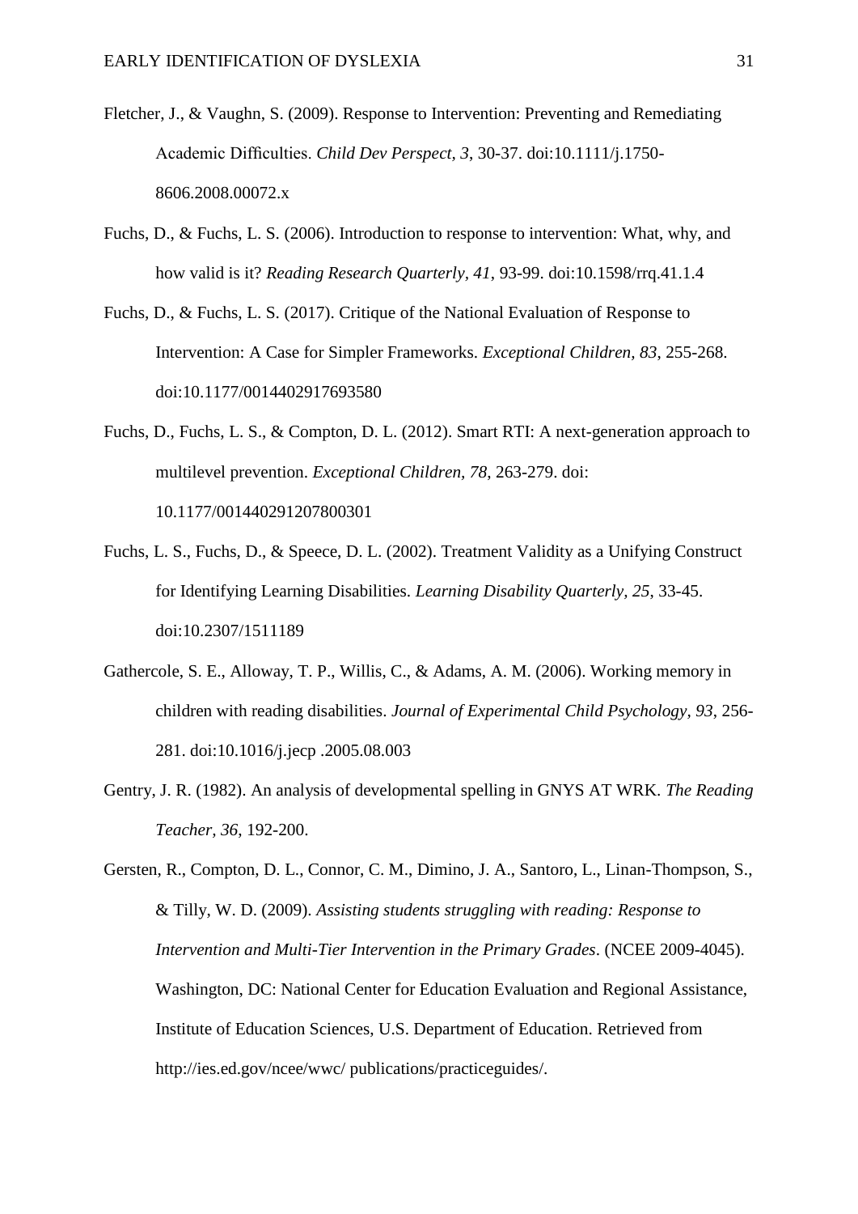Fletcher, J., & Vaughn, S. (2009). Response to Intervention: Preventing and Remediating Academic Difficulties. *Child Dev Perspect, 3*, 30-37. doi:10.1111/j.1750-8606.2008.00072.x

Fuchs, D., & Fuchs, L. S. (2006). Introduction to response to intervention: What, why, and how valid is it? *Reading Research Quarterly, 41*, 93-99. doi:10.1598/rrq.41.1.4

Fuchs, D., & Fuchs, L. S. (2017). Critique of the National Evaluation of Response to Intervention: A Case for Simpler Frameworks. *Exceptional Children, 83*, 255-268. doi:10.1177/0014402917693580

Fuchs, D., Fuchs, L. S., & Compton, D. L. (2012). Smart RTI: A next-generation approach to multilevel prevention. *Exceptional Children, 78*, 263-279. doi: 10.1177/001440291207800301

Fuchs, L. S., Fuchs, D., & Speece, D. L. (2002). Treatment Validity as a Unifying Construct for Identifying Learning Disabilities. *Learning Disability Quarterly, 25*, 33-45. doi:10.2307/1511189

Gathercole, S. E., Alloway, T. P., Willis, C., & Adams, A. M. (2006). Working memory in children with reading disabilities. *Journal of Experimental Child Psychology, 93*, 256-281. doi:10.1016/j.jecp .2005.08.003

Gentry, J. R. (1982). An analysis of developmental spelling in GNYS AT WRK. *The Reading Teacher, 36*, 192-200.

Gersten, R., Compton, D. L., Connor, C. M., Dimino, J. A., Santoro, L., Linan-Thompson, S., & Tilly, W. D. (2009). *Assisting students struggling with reading: Response to Intervention and Multi-Tier Intervention in the Primary Grades*. (NCEE 2009-4045). Washington, DC: National Center for Education Evaluation and Regional Assistance, Institute of Education Sciences, U.S. Department of Education. Retrieved from http://ies.ed.gov/ncee/wwc/ publications/practiceguides/.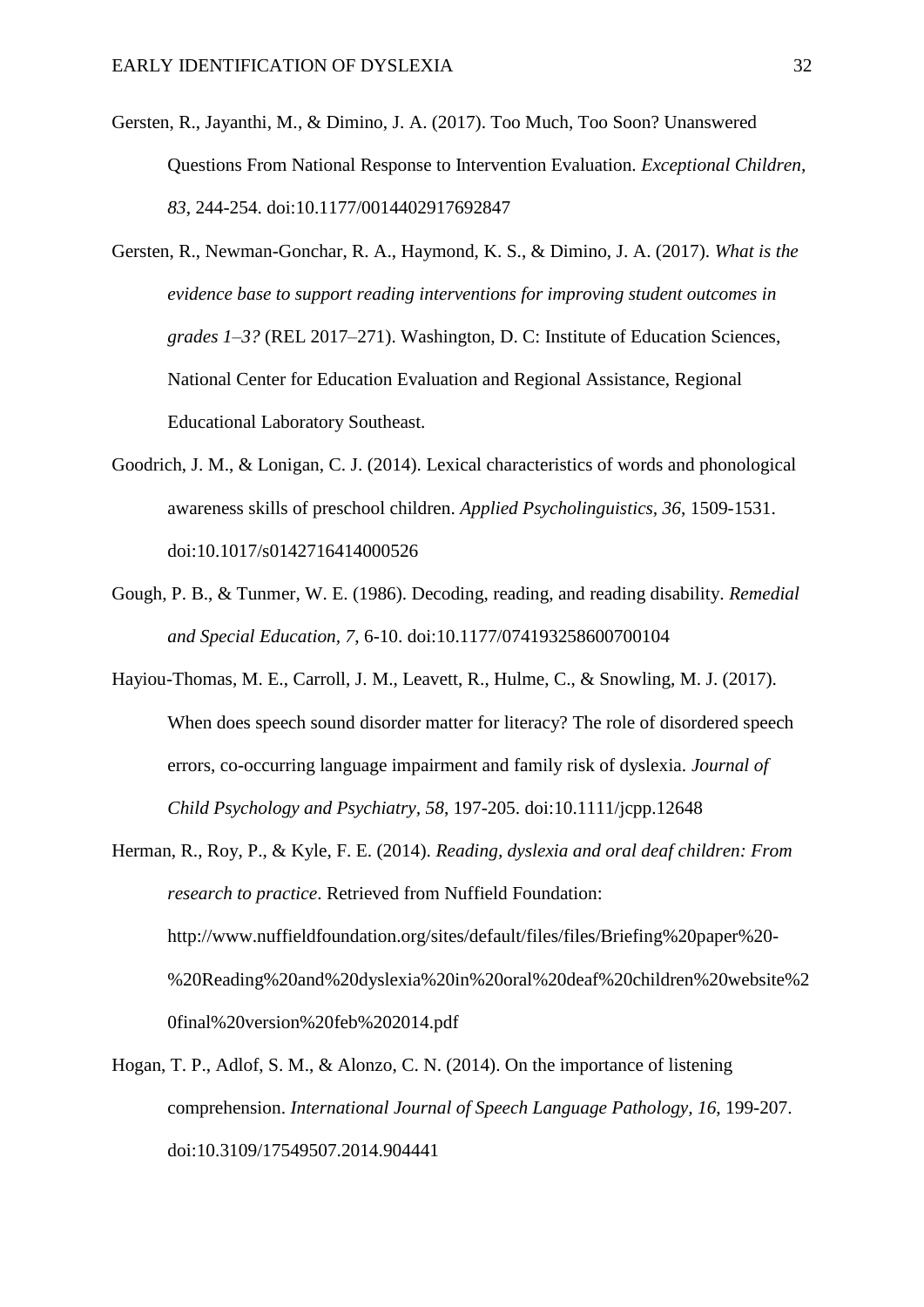Gersten, R., Jayanthi, M., & Dimino, J. A. (2017). Too Much, Too Soon? Unanswered Questions From National Response to Intervention Evaluation. *Exceptional Children*, *83*, 244-254. doi:10.1177/0014402917692847

Gersten, R., Newman-Gonchar, R. A., Haymond, K. S., & Dimino, J. A. (2017). *What is the evidence base to support reading interventions for improving student outcomes in grades 1–3?* (REL 2017–271). Washington, D. C: Institute of Education Sciences, National Center for Education Evaluation and Regional Assistance, Regional Educational Laboratory Southeast.

Goodrich, J. M., & Lonigan, C. J. (2014). Lexical characteristics of words and phonological awareness skills of preschool children. *Applied Psycholinguistics, 36*, 1509-1531. doi:10.1017/s0142716414000526

Gough, P. B., & Tunmer, W. E. (1986). Decoding, reading, and reading disability. *Remedial and Special Education*, *7*, 6-10. doi:10.1177/074193258600700104

Hayiou-Thomas, M. E., Carroll, J. M., Leavett, R., Hulme, C., & Snowling, M. J. (2017). When does speech sound disorder matter for literacy? The role of disordered speech errors, co-occurring language impairment and family risk of dyslexia. *Journal of Child Psychology and Psychiatry*, *58*, 197-205. doi:10.1111/jcpp.12648

Herman, R., Roy, P., & Kyle, F. E. (2014). *Reading, dyslexia and oral deaf children: From research to practice*. Retrieved from Nuffield Foundation: http://www.nuffieldfoundation.org/sites/default/files/files/Briefing%20paper%20-%20Reading%20and%20dyslexia%20in%20oral%20deaf%20children%20website%20final%20version%20feb%202014.pdf

Hogan, T. P., Adlof, S. M., & Alonzo, C. N. (2014). On the importance of listening comprehension. *International Journal of Speech Language Pathology, 16*, 199-207. doi:10.3109/17549507.2014.904441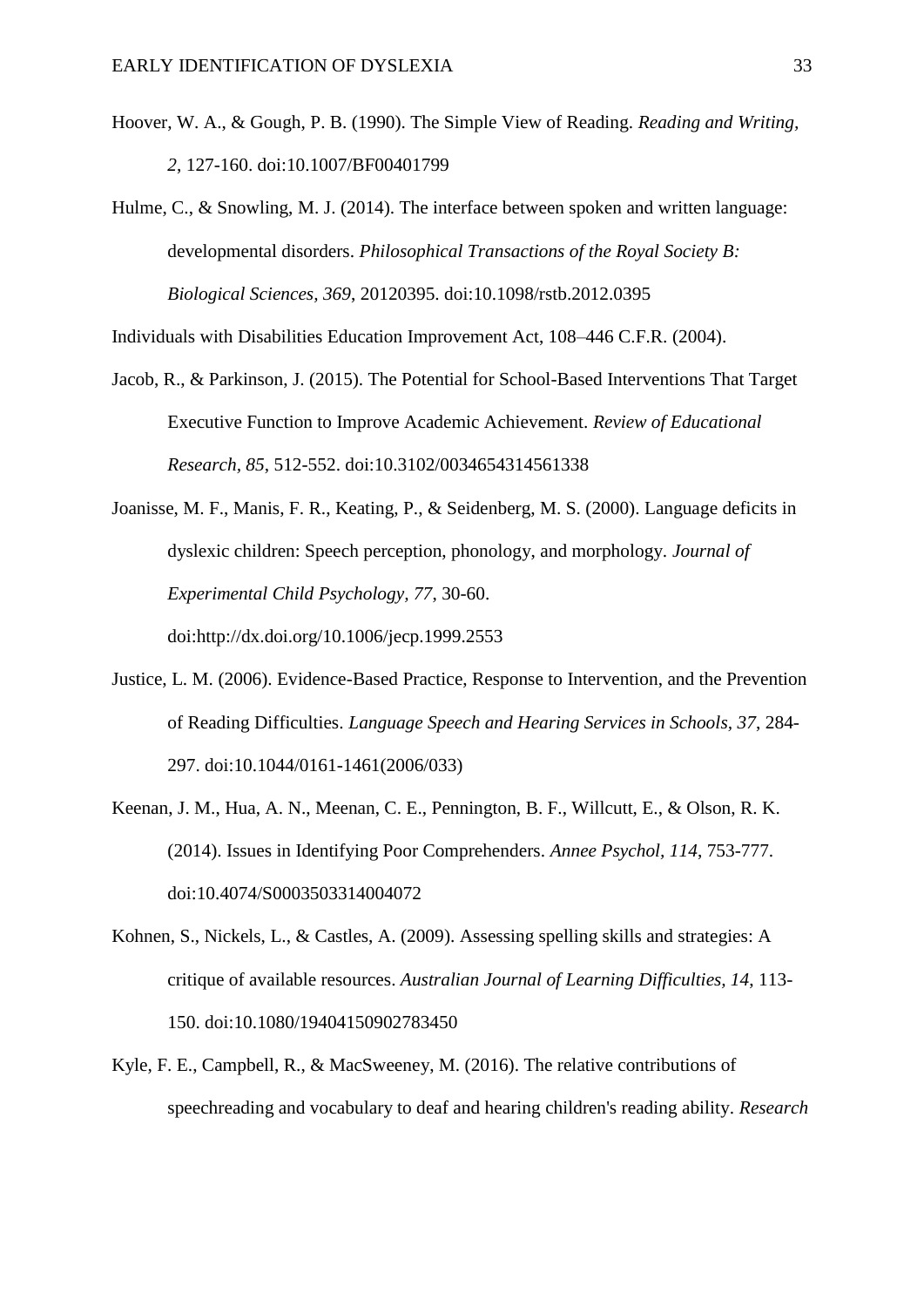Hoover, W. A., & Gough, P. B. (1990). The Simple View of Reading. *Reading and Writing, 2*, 127-160. doi:10.1007/BF00401799

Hulme, C., & Snowling, M. J. (2014). The interface between spoken and written language: developmental disorders. *Philosophical Transactions of the Royal Society B: Biological Sciences, 369*, 20120395. doi:10.1098/rstb.2012.0395

Individuals with Disabilities Education Improvement Act, 108–446 C.F.R. (2004).

Jacob, R., & Parkinson, J. (2015). The Potential for School-Based Interventions That Target Executive Function to Improve Academic Achievement. *Review of Educational Research, 85*, 512-552. doi:10.3102/0034654314561338

Joanisse, M. F., Manis, F. R., Keating, P., & Seidenberg, M. S. (2000). Language deficits in dyslexic children: Speech perception, phonology, and morphology. *Journal of Experimental Child Psychology, 77*, 30-60. doi:http://dx.doi.org/10.1006/jecp.1999.2553

Justice, L. M. (2006). Evidence-Based Practice, Response to Intervention, and the Prevention of Reading Difficulties. *Language Speech and Hearing Services in Schools, 37*, 284-297. doi:10.1044/0161-1461(2006/033)

Keenan, J. M., Hua, A. N., Meenan, C. E., Pennington, B. F., Willcutt, E., & Olson, R. K. (2014). Issues in Identifying Poor Comprehenders. *Annee Psychol, 114*, 753-777. doi:10.4074/S0003503314004072

Kohnen, S., Nickels, L., & Castles, A. (2009). Assessing spelling skills and strategies: A critique of available resources. *Australian Journal of Learning Difficulties, 14*, 113-150. doi:10.1080/19404150902783450

Kyle, F. E., Campbell, R., & MacSweeney, M. (2016). The relative contributions of speechreading and vocabulary to deaf and hearing children's reading ability. *Research*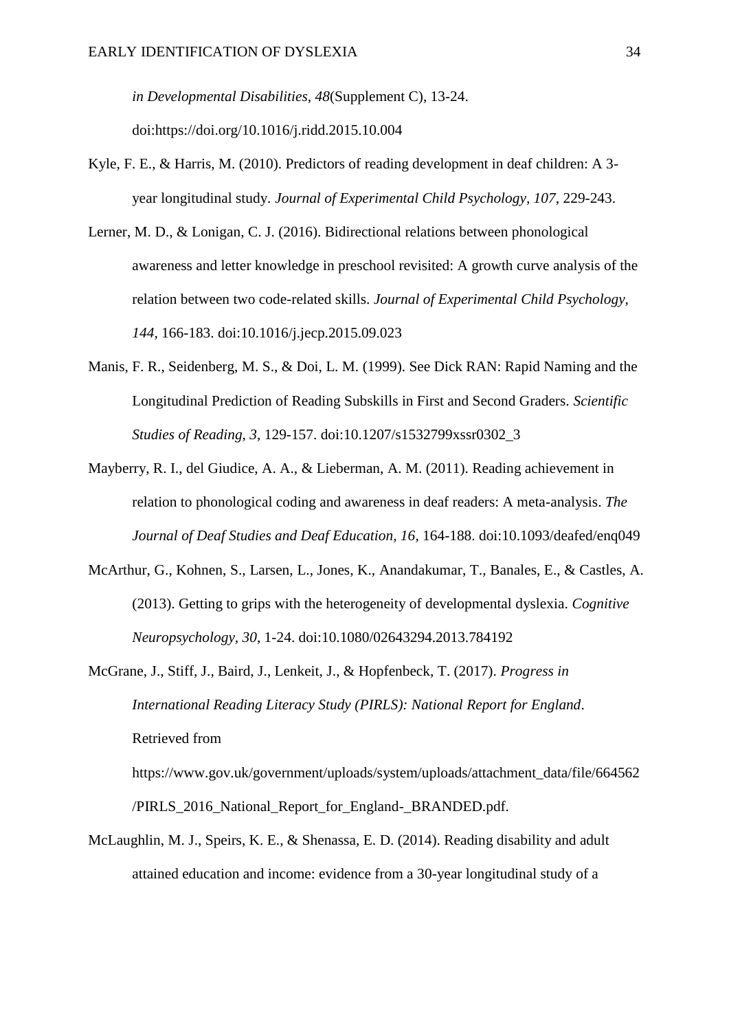*in Developmental Disabilities, 48*(Supplement C), 13-24. doi:https://doi.org/10.1016/j.ridd.2015.10.004

Kyle, F. E., & Harris, M. (2010). Predictors of reading development in deaf children: A 3-year longitudinal study. *Journal of Experimental Child Psychology, 107*, 229-243.

Lerner, M. D., & Lonigan, C. J. (2016). Bidirectional relations between phonological awareness and letter knowledge in preschool revisited: A growth curve analysis of the relation between two code-related skills. *Journal of Experimental Child Psychology, 144*, 166-183. doi:10.1016/j.jecp.2015.09.023

Manis, F. R., Seidenberg, M. S., & Doi, L. M. (1999). See Dick RAN: Rapid Naming and the Longitudinal Prediction of Reading Subskills in First and Second Graders. *Scientific Studies of Reading, 3*, 129-157. doi:10.1207/s1532799xssr0302_3

Mayberry, R. I., del Giudice, A. A., & Lieberman, A. M. (2011). Reading achievement in relation to phonological coding and awareness in deaf readers: A meta-analysis. *The Journal of Deaf Studies and Deaf Education, 16*, 164-188. doi:10.1093/deafed/enq049

McArthur, G., Kohnen, S., Larsen, L., Jones, K., Anandakumar, T., Banales, E., & Castles, A. (2013). Getting to grips with the heterogeneity of developmental dyslexia. *Cognitive Neuropsychology, 30*, 1-24. doi:10.1080/02643294.2013.784192

McGrane, J., Stiff, J., Baird, J., Lenkeit, J., & Hopfenbeck, T. (2017). *Progress in International Reading Literacy Study (PIRLS): National Report for England*. Retrieved from https://www.gov.uk/government/uploads/system/uploads/attachment_data/file/664562/PIRLS_2016_National_Report_for_England-_BRANDED.pdf.

McLaughlin, M. J., Speirs, K. E., & Shenassa, E. D. (2014). Reading disability and adult attained education and income: evidence from a 30-year longitudinal study of a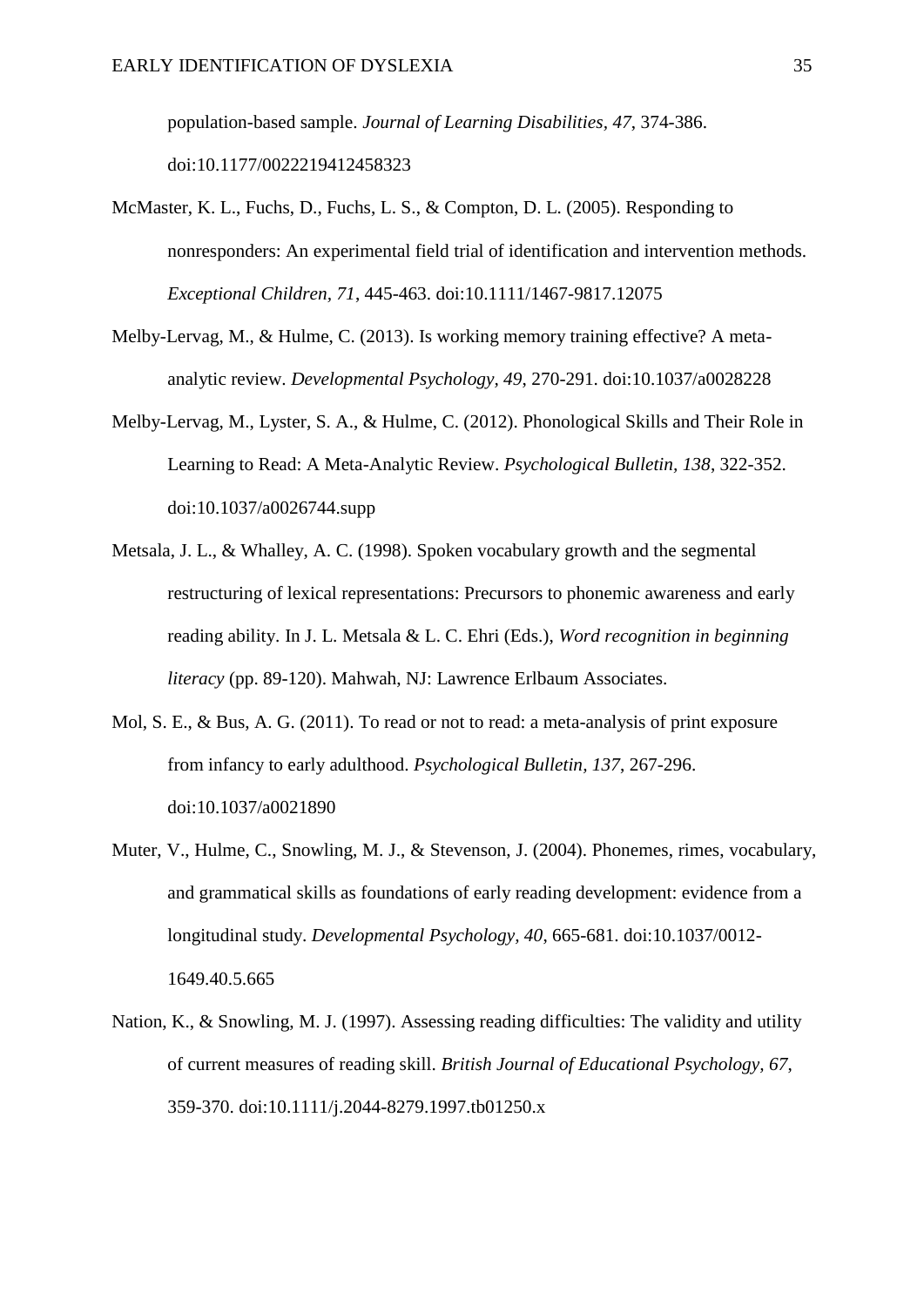population-based sample. *Journal of Learning Disabilities, 47*, 374-386. doi:10.1177/0022219412458323

McMaster, K. L., Fuchs, D., Fuchs, L. S., & Compton, D. L. (2005). Responding to nonresponders: An experimental field trial of identification and intervention methods. *Exceptional Children, 71*, 445-463. doi:10.1111/1467-9817.12075

Melby-Lervag, M., & Hulme, C. (2013). Is working memory training effective? A meta-analytic review. *Developmental Psychology, 49*, 270-291. doi:10.1037/a0028228

Melby-Lervag, M., Lyster, S. A., & Hulme, C. (2012). Phonological Skills and Their Role in Learning to Read: A Meta-Analytic Review. *Psychological Bulletin, 138*, 322-352. doi:10.1037/a0026744.supp

Metsala, J. L., & Whalley, A. C. (1998). Spoken vocabulary growth and the segmental restructuring of lexical representations: Precursors to phonemic awareness and early reading ability. In J. L. Metsala & L. C. Ehri (Eds.), *Word recognition in beginning literacy* (pp. 89-120). Mahwah, NJ: Lawrence Erlbaum Associates.

Mol, S. E., & Bus, A. G. (2011). To read or not to read: a meta-analysis of print exposure from infancy to early adulthood. *Psychological Bulletin, 137*, 267-296. doi:10.1037/a0021890

Muter, V., Hulme, C., Snowling, M. J., & Stevenson, J. (2004). Phonemes, rimes, vocabulary, and grammatical skills as foundations of early reading development: evidence from a longitudinal study. *Developmental Psychology, 40*, 665-681. doi:10.1037/0012-1649.40.5.665

Nation, K., & Snowling, M. J. (1997). Assessing reading difficulties: The validity and utility of current measures of reading skill. *British Journal of Educational Psychology, 67*, 359-370. doi:10.1111/j.2044-8279.1997.tb01250.x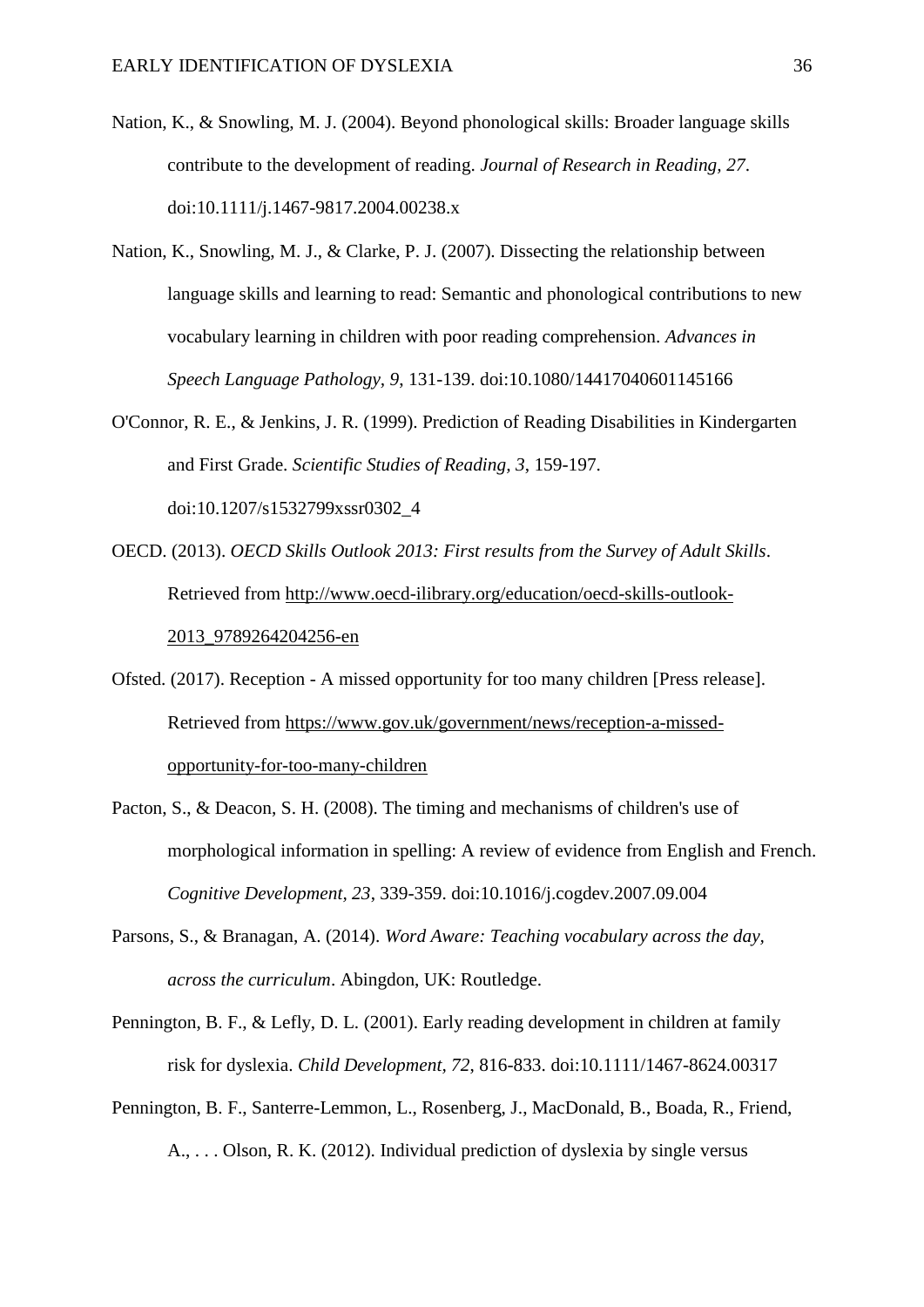Nation, K., & Snowling, M. J. (2004). Beyond phonological skills: Broader language skills contribute to the development of reading. *Journal of Research in Reading, 27*. doi:10.1111/j.1467-9817.2004.00238.x

Nation, K., Snowling, M. J., & Clarke, P. J. (2007). Dissecting the relationship between language skills and learning to read: Semantic and phonological contributions to new vocabulary learning in children with poor reading comprehension. *Advances in Speech Language Pathology, 9*, 131-139. doi:10.1080/14417040601145166

O'Connor, R. E., & Jenkins, J. R. (1999). Prediction of Reading Disabilities in Kindergarten and First Grade. *Scientific Studies of Reading, 3*, 159-197. doi:10.1207/s1532799xssr0302_4

OECD. (2013). *OECD Skills Outlook 2013: First results from the Survey of Adult Skills*. Retrieved from http://www.oecd-ilibrary.org/education/oecd-skills-outlook-2013_9789264204256-en

Ofsted. (2017). Reception - A missed opportunity for too many children [Press release]. Retrieved from https://www.gov.uk/government/news/reception-a-missed-opportunity-for-too-many-children

Pacton, S., & Deacon, S. H. (2008). The timing and mechanisms of children's use of morphological information in spelling: A review of evidence from English and French. *Cognitive Development, 23*, 339-359. doi:10.1016/j.cogdev.2007.09.004

Parsons, S., & Branagan, A. (2014). *Word Aware: Teaching vocabulary across the day, across the curriculum*. Abingdon, UK: Routledge.

Pennington, B. F., & Lefly, D. L. (2001). Early reading development in children at family risk for dyslexia. *Child Development, 72*, 816-833. doi:10.1111/1467-8624.00317

Pennington, B. F., Santerre-Lemmon, L., Rosenberg, J., MacDonald, B., Boada, R., Friend, A., . . . Olson, R. K. (2012). Individual prediction of dyslexia by single versus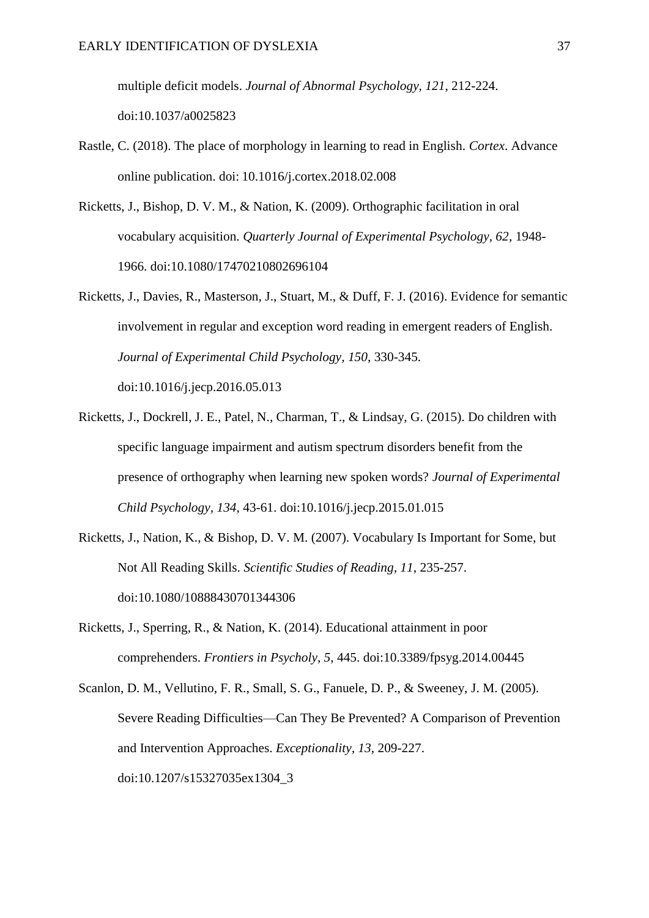multiple deficit models. *Journal of Abnormal Psychology, 121*, 212-224. doi:10.1037/a0025823

Rastle, C. (2018). The place of morphology in learning to read in English. *Cortex*. Advance online publication. doi: 10.1016/j.cortex.2018.02.008

Ricketts, J., Bishop, D. V. M., & Nation, K. (2009). Orthographic facilitation in oral vocabulary acquisition. *Quarterly Journal of Experimental Psychology, 62*, 1948-1966. doi:10.1080/17470210802696104

Ricketts, J., Davies, R., Masterson, J., Stuart, M., & Duff, F. J. (2016). Evidence for semantic involvement in regular and exception word reading in emergent readers of English. *Journal of Experimental Child Psychology, 150*, 330-345. doi:10.1016/j.jecp.2016.05.013

Ricketts, J., Dockrell, J. E., Patel, N., Charman, T., & Lindsay, G. (2015). Do children with specific language impairment and autism spectrum disorders benefit from the presence of orthography when learning new spoken words? *Journal of Experimental Child Psychology, 134*, 43-61. doi:10.1016/j.jecp.2015.01.015

Ricketts, J., Nation, K., & Bishop, D. V. M. (2007). Vocabulary Is Important for Some, but Not All Reading Skills. *Scientific Studies of Reading, 11*, 235-257. doi:10.1080/10888430701344306

Ricketts, J., Sperring, R., & Nation, K. (2014). Educational attainment in poor comprehenders. *Frontiers in Psycholy, 5*, 445. doi:10.3389/fpsyg.2014.00445

Scanlon, D. M., Vellutino, F. R., Small, S. G., Fanuele, D. P., & Sweeney, J. M. (2005). Severe Reading Difficulties—Can They Be Prevented? A Comparison of Prevention and Intervention Approaches. *Exceptionality, 13*, 209-227. doi:10.1207/s15327035ex1304_3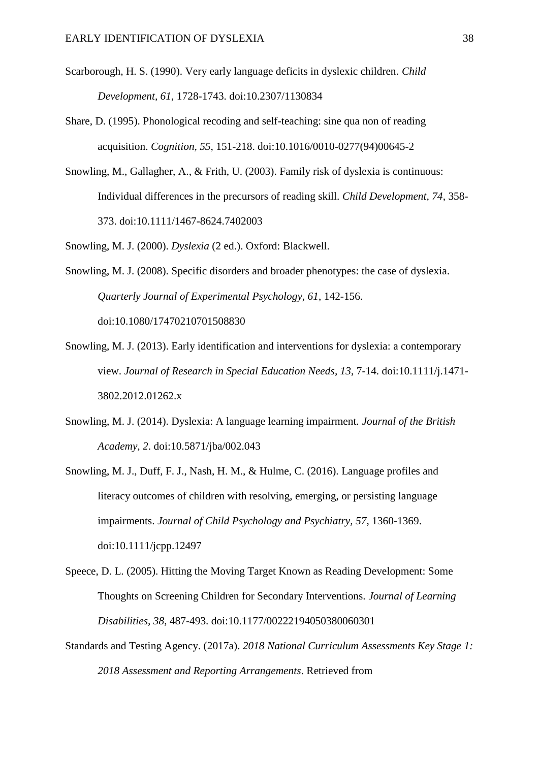Scarborough, H. S. (1990). Very early language deficits in dyslexic children. *Child Development, 61*, 1728-1743. doi:10.2307/1130834

Share, D. (1995). Phonological recoding and self-teaching: sine qua non of reading acquisition. *Cognition, 55*, 151-218. doi:10.1016/0010-0277(94)00645-2

Snowling, M., Gallagher, A., & Frith, U. (2003). Family risk of dyslexia is continuous: Individual differences in the precursors of reading skill. *Child Development, 74*, 358-373. doi:10.1111/1467-8624.7402003

Snowling, M. J. (2000). *Dyslexia* (2 ed.). Oxford: Blackwell.

Snowling, M. J. (2008). Specific disorders and broader phenotypes: the case of dyslexia. *Quarterly Journal of Experimental Psychology, 61*, 142-156. doi:10.1080/17470210701508830

Snowling, M. J. (2013). Early identification and interventions for dyslexia: a contemporary view. *Journal of Research in Special Education Needs, 13*, 7-14. doi:10.1111/j.1471-3802.2012.01262.x

Snowling, M. J. (2014). Dyslexia: A language learning impairment. *Journal of the British Academy, 2*. doi:10.5871/jba/002.043

Snowling, M. J., Duff, F. J., Nash, H. M., & Hulme, C. (2016). Language profiles and literacy outcomes of children with resolving, emerging, or persisting language impairments. *Journal of Child Psychology and Psychiatry, 57*, 1360-1369. doi:10.1111/jcpp.12497

Speece, D. L. (2005). Hitting the Moving Target Known as Reading Development: Some Thoughts on Screening Children for Secondary Interventions. *Journal of Learning Disabilities, 38*, 487-493. doi:10.1177/00222194050380060301

Standards and Testing Agency. (2017a). *2018 National Curriculum Assessments Key Stage 1: 2018 Assessment and Reporting Arrangements*. Retrieved from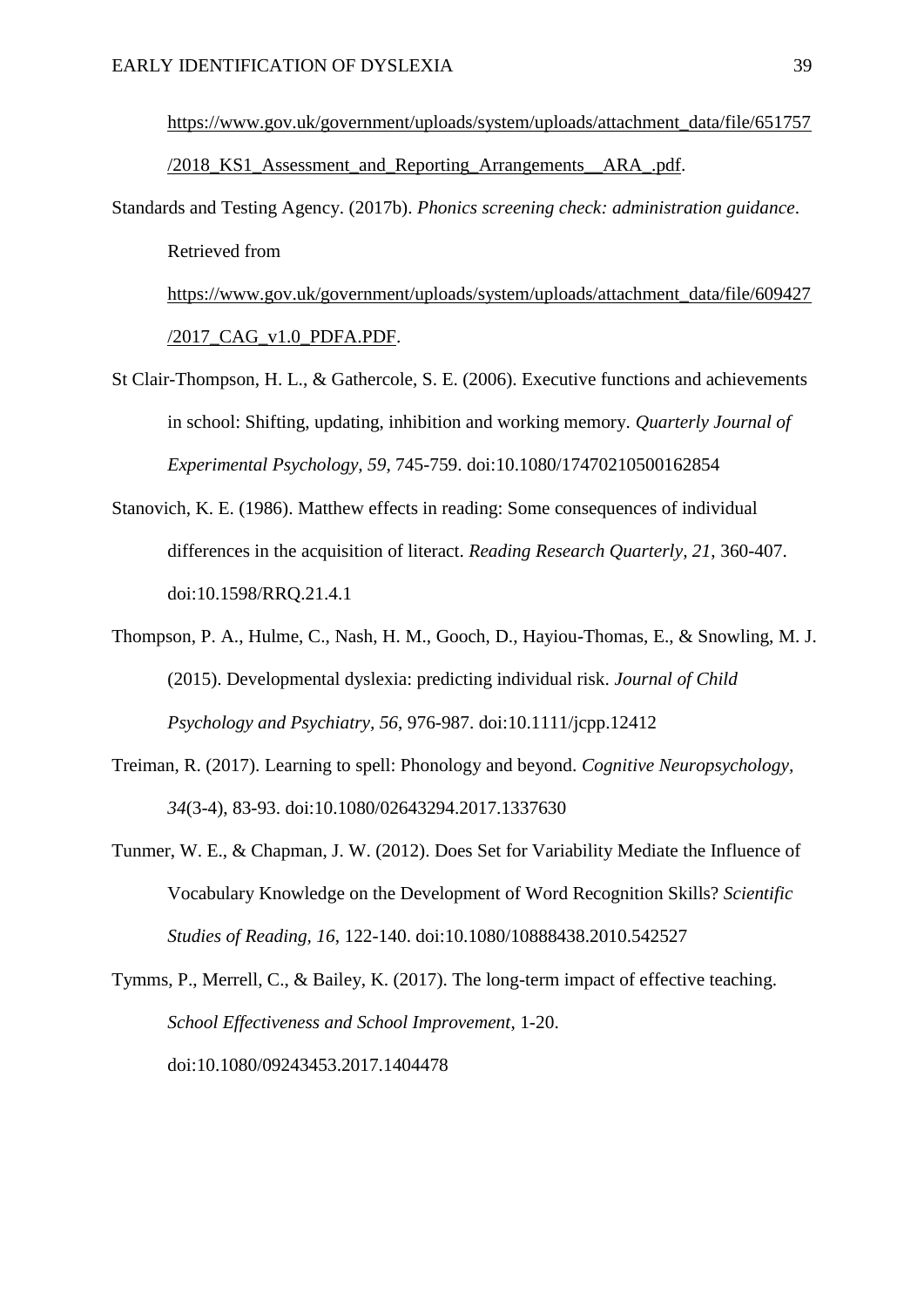https://www.gov.uk/government/uploads/system/uploads/attachment_data/file/651757/2018_KS1_Assessment_and_Reporting_Arrangements__ARA_.pdf.

Standards and Testing Agency. (2017b). *Phonics screening check: administration guidance*. Retrieved from https://www.gov.uk/government/uploads/system/uploads/attachment_data/file/609427/2017_CAG_v1.0_PDFA.PDF.

St Clair-Thompson, H. L., & Gathercole, S. E. (2006). Executive functions and achievements in school: Shifting, updating, inhibition and working memory. *Quarterly Journal of Experimental Psychology, 59*, 745-759. doi:10.1080/17470210500162854

Stanovich, K. E. (1986). Matthew effects in reading: Some consequences of individual differences in the acquisition of literact. *Reading Research Quarterly, 21*, 360-407. doi:10.1598/RRQ.21.4.1

Thompson, P. A., Hulme, C., Nash, H. M., Gooch, D., Hayiou-Thomas, E., & Snowling, M. J. (2015). Developmental dyslexia: predicting individual risk. *Journal of Child Psychology and Psychiatry, 56*, 976-987. doi:10.1111/jcpp.12412

Treiman, R. (2017). Learning to spell: Phonology and beyond. *Cognitive Neuropsychology, 34*(3-4), 83-93. doi:10.1080/02643294.2017.1337630

Tunmer, W. E., & Chapman, J. W. (2012). Does Set for Variability Mediate the Influence of Vocabulary Knowledge on the Development of Word Recognition Skills? *Scientific Studies of Reading, 16*, 122-140. doi:10.1080/10888438.2010.542527

Tymms, P., Merrell, C., & Bailey, K. (2017). The long-term impact of effective teaching. *School Effectiveness and School Improvement*, 1-20. doi:10.1080/09243453.2017.1404478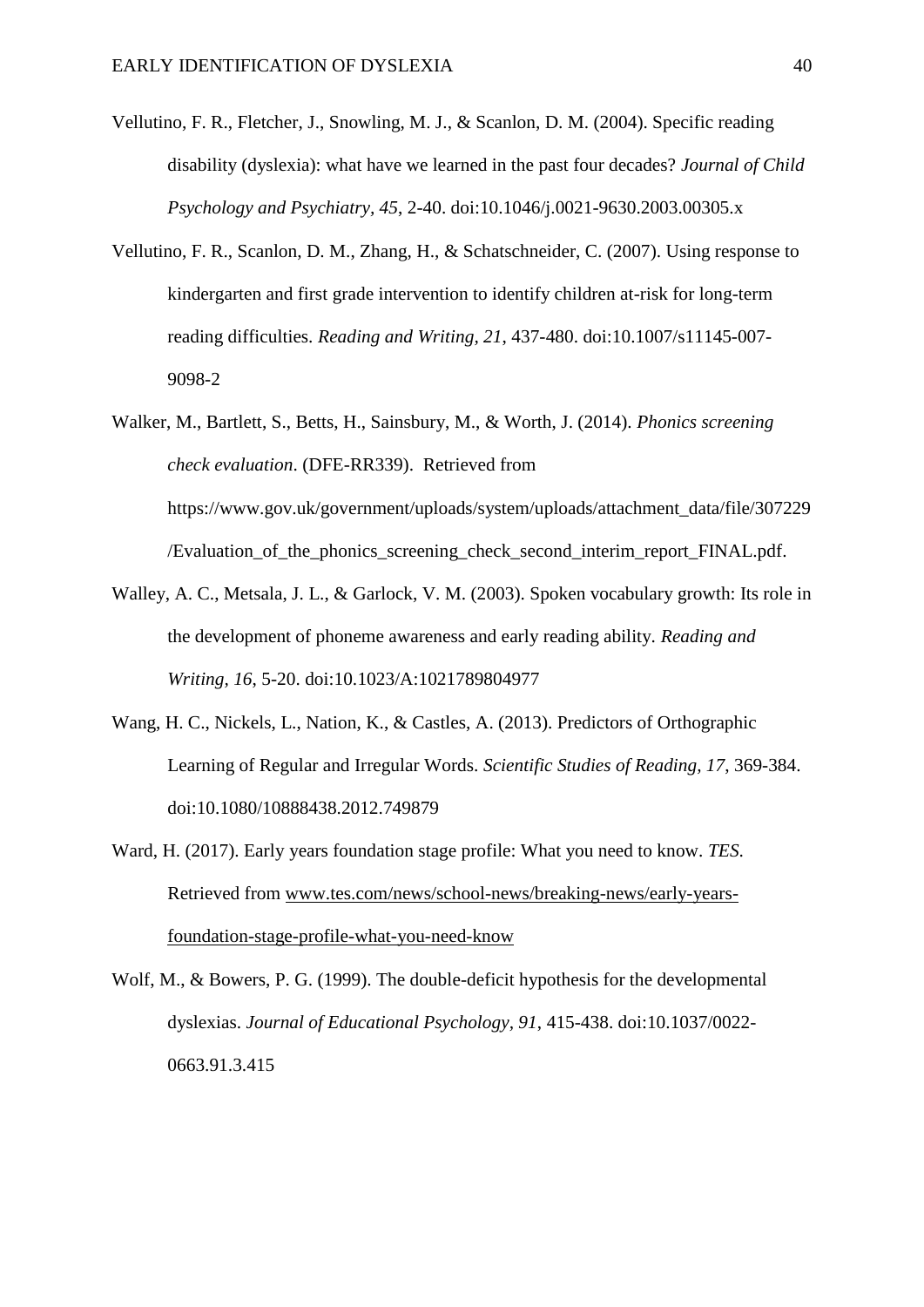Vellutino, F. R., Fletcher, J., Snowling, M. J., & Scanlon, D. M. (2004). Specific reading disability (dyslexia): what have we learned in the past four decades? *Journal of Child Psychology and Psychiatry*, *45*, 2-40. doi:10.1046/j.0021-9630.2003.00305.x

Vellutino, F. R., Scanlon, D. M., Zhang, H., & Schatschneider, C. (2007). Using response to kindergarten and first grade intervention to identify children at-risk for long-term reading difficulties. *Reading and Writing*, *21*, 437-480. doi:10.1007/s11145-007-9098-2

Walker, M., Bartlett, S., Betts, H., Sainsbury, M., & Worth, J. (2014). *Phonics screening check evaluation*. (DFE-RR339). Retrieved from https://www.gov.uk/government/uploads/system/uploads/attachment_data/file/307229/Evaluation_of_the_phonics_screening_check_second_interim_report_FINAL.pdf.

Walley, A. C., Metsala, J. L., & Garlock, V. M. (2003). Spoken vocabulary growth: Its role in the development of phoneme awareness and early reading ability. *Reading and Writing, 16*, 5-20. doi:10.1023/A:1021789804977

Wang, H. C., Nickels, L., Nation, K., & Castles, A. (2013). Predictors of Orthographic Learning of Regular and Irregular Words. *Scientific Studies of Reading, 17*, 369-384. doi:10.1080/10888438.2012.749879

Ward, H. (2017). Early years foundation stage profile: What you need to know. *TES.* Retrieved from www.tes.com/news/school-news/breaking-news/early-years-foundation-stage-profile-what-you-need-know

Wolf, M., & Bowers, P. G. (1999). The double-deficit hypothesis for the developmental dyslexias. *Journal of Educational Psychology, 91*, 415-438. doi:10.1037/0022-0663.91.3.415